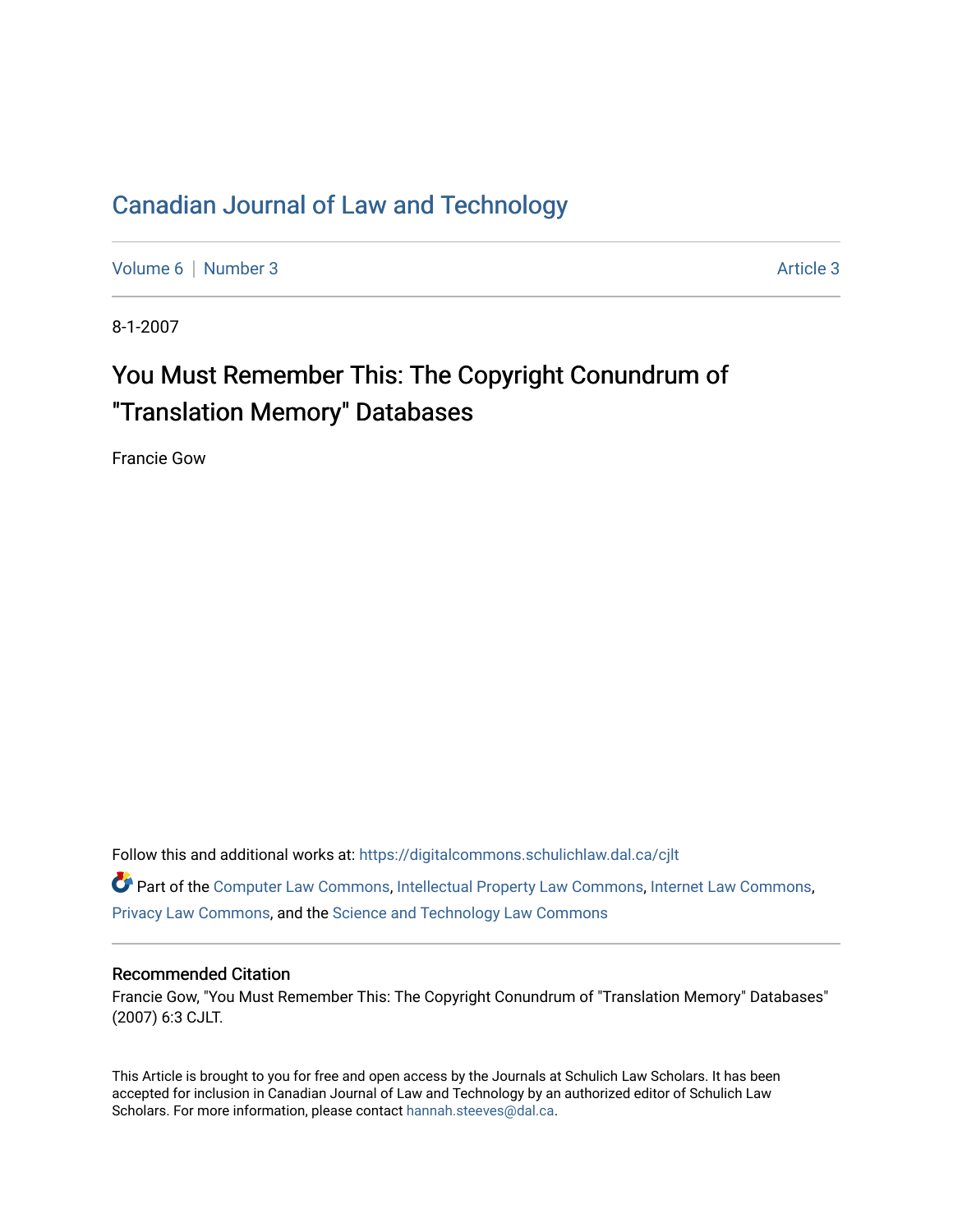# Canadian Journal of Law and Technology

Volume 6 | Number 3 | Article 3

8-1-2007

## You Must Remember This: The Copyright Conundrum of "Translation Memory" Databases

Francie Gow

Follow this and additional works at: https://digitalcommons.schulichlaw.dal.ca/cjlt

Part of the Computer Law Commons, Intellectual Property Law Commons, Internet Law Commons, Privacy Law Commons, and the Science and Technology Law Commons

### Recommended Citation

Francie Gow, "You Must Remember This: The Copyright Conundrum of "Translation Memory" Databases" (2007) 6:3 CJLT.

This Article is brought to you for free and open access by the Journals at Schulich Law Scholars. It has been accepted for inclusion in Canadian Journal of Law and Technology by an authorized editor of Schulich Law Scholars. For more information, please contact hannah.steeves@dal.ca.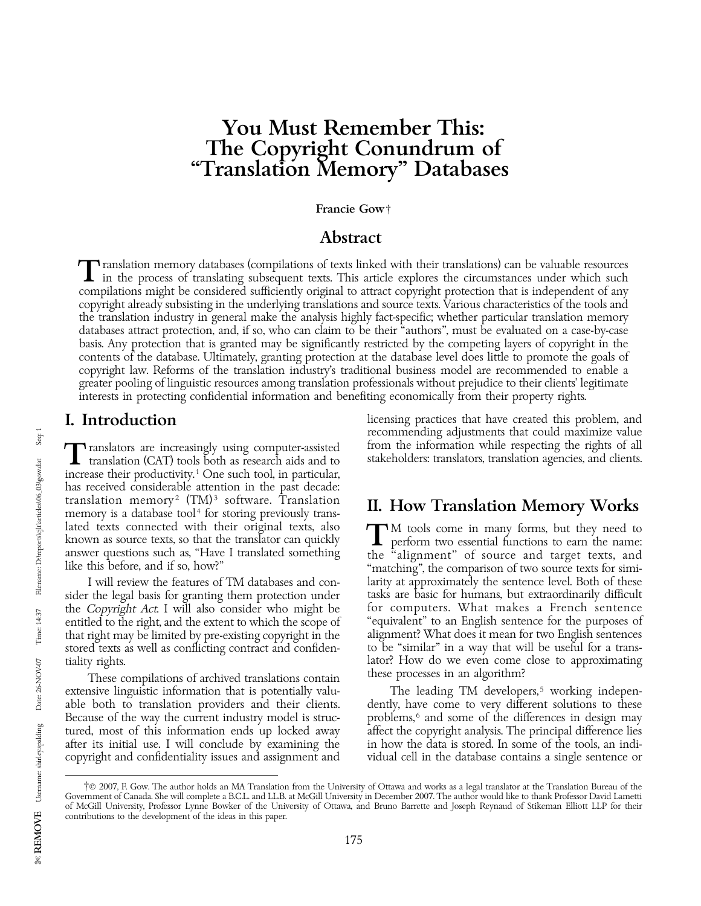# You Must Remember This: The Copyright Conundrum of "Translation Memory" Databases

**Francie Gow†**

## Abstract

Translation memory databases (compilations of texts linked with their translations) can be valuable resources in the process of translating subsequent texts. This article explores the circumstances under which such compilations might be considered sufficiently original to attract copyright protection that is independent of any copyright already subsisting in the underlying translations and source texts. Various characteristics of the tools and the translation industry in general make the analysis highly fact-specific; whether particular translation memory databases attract protection, and, if so, who can claim to be their "authors", must be evaluated on a case-by-case basis. Any protection that is granted may be significantly restricted by the competing layers of copyright in the contents of the database. Ultimately, granting protection at the database level does little to promote the goals of copyright law. Reforms of the translation industry's traditional business model are recommended to enable a greater pooling of linguistic resources among translation professionals without prejudice to their clients' legitimate interests in protecting confidential information and benefiting economically from their property rights.

## I. Introduction

Translators are increasingly using computer-assisted translation (CAT) tools both as research aids and to increase their productivity.[1] One such tool, in particular, has received considerable attention in the past decade: translation memory[2] (TM)[3] software. Translation memory is a database tool[4] for storing previously translated texts connected with their original texts, also known as source texts, so that the translator can quickly answer questions such as, "Have I translated something like this before, and if so, how?"

I will review the features of TM databases and consider the legal basis for granting them protection under the *Copyright Act*. I will also consider who might be entitled to the right, and the extent to which the scope of that right may be limited by pre-existing copyright in the stored texts as well as conflicting contract and confidentiality rights.

These compilations of archived translations contain extensive linguistic information that is potentially valuable both to translation providers and their clients. Because of the way the current industry model is structured, most of this information ends up locked away after its initial use. I will conclude by examining the copyright and confidentiality issues and assignment and licensing practices that have created this problem, and recommending adjustments that could maximize value from the information while respecting the rights of all stakeholders: translators, translation agencies, and clients.

## II. How Translation Memory Works

TM tools come in many forms, but they need to perform two essential functions to earn the name: the "alignment" of source and target texts, and "matching", the comparison of two source texts for similarity at approximately the sentence level. Both of these tasks are basic for humans, but extraordinarily difficult for computers. What makes a French sentence "equivalent" to an English sentence for the purposes of alignment? What does it mean for two English sentences to be "similar" in a way that will be useful for a translator? How do we even come close to approximating these processes in an algorithm?

The leading TM developers,[5] working independently, have come to very different solutions to these problems,[6] and some of the differences in design may affect the copyright analysis. The principal difference lies in how the data is stored. In some of the tools, an individual cell in the database contains a single sentence or

---

†© 2007, F. Gow. The author holds an MA Translation from the University of Ottawa and works as a legal translator at the Translation Bureau of the Government of Canada. She will complete a B.C.L. and LL.B. at McGill University in December 2007. The author would like to thank Professor David Lametti of McGill University, Professor Lynne Bowker of the University of Ottawa, and Bruno Barrette and Joseph Reynaud of Stikeman Elliott LLP for their contributions to the development of the ideas in this paper.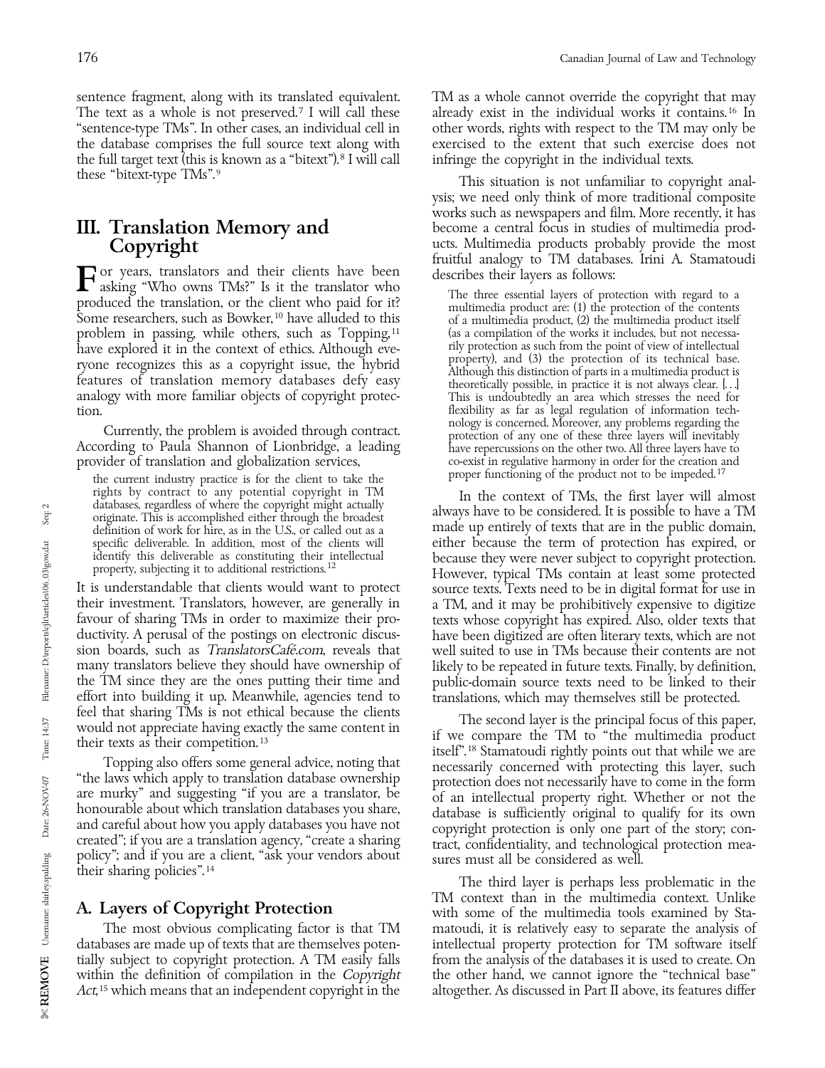sentence fragment, along with its translated equivalent. The text as a whole is not preserved.[7] I will call these "sentence-type TMs". In other cases, an individual cell in the database comprises the full source text along with the full target text (this is known as a "bitext").[8] I will call these "bitext-type TMs".[9]

## III. Translation Memory and Copyright

For years, translators and their clients have been asking "Who owns TMs?" Is it the translator who produced the translation, or the client who paid for it? Some researchers, such as Bowker,[10] have alluded to this problem in passing, while others, such as Topping,[11] have explored it in the context of ethics. Although everyone recognizes this as a copyright issue, the hybrid features of translation memory databases defy easy analogy with more familiar objects of copyright protection.

Currently, the problem is avoided through contract. According to Paula Shannon of Lionbridge, a leading provider of translation and globalization services,

> the current industry practice is for the client to take the rights by contract to any potential copyright in TM databases, regardless of where the copyright might actually originate. This is accomplished either through the broadest definition of work for hire, as in the U.S., or called out as a specific deliverable. In addition, most of the clients will identify this deliverable as constituting their intellectual property, subjecting it to additional restrictions.[12]

It is understandable that clients would want to protect their investment. Translators, however, are generally in favour of sharing TMs in order to maximize their productivity. A perusal of the postings on electronic discussion boards, such as *TranslatorsCafé.com*, reveals that many translators believe they should have ownership of the TM since they are the ones putting their time and effort into building it up. Meanwhile, agencies tend to feel that sharing TMs is not ethical because the clients would not appreciate having exactly the same content in their texts as their competition.[13]

Topping also offers some general advice, noting that "the laws which apply to translation database ownership are murky" and suggesting "if you are a translator, be honourable about which translation databases you share, and careful about how you apply databases you have not created"; if you are a translation agency, "create a sharing policy"; and if you are a client, "ask your vendors about their sharing policies".[14]

### A. Layers of Copyright Protection

The most obvious complicating factor is that TM databases are made up of texts that are themselves potentially subject to copyright protection. A TM easily falls within the definition of compilation in the *Copyright Act*,[15] which means that an independent copyright in the TM as a whole cannot override the copyright that may already exist in the individual works it contains.[16] In other words, rights with respect to the TM may only be exercised to the extent that such exercise does not infringe the copyright in the individual texts.

This situation is not unfamiliar to copyright analysis; we need only think of more traditional composite works such as newspapers and film. More recently, it has become a central focus in studies of multimedia products. Multimedia products probably provide the most fruitful analogy to TM databases. Irini A. Stamatoudi describes their layers as follows:

> The three essential layers of protection with regard to a multimedia product are: (1) the protection of the contents of a multimedia product, (2) the multimedia product itself (as a compilation of the works it includes, but not necessarily protection as such from the point of view of intellectual property), and (3) the protection of its technical base. Although this distinction of parts in a multimedia product is theoretically possible, in practice it is not always clear. [. . .] This is undoubtedly an area which stresses the need for flexibility as far as legal regulation of information technology is concerned. Moreover, any problems regarding the protection of any one of these three layers will inevitably have repercussions on the other two. All three layers have to co-exist in regulative harmony in order for the creation and proper functioning of the product not to be impeded.[17]

In the context of TMs, the first layer will almost always have to be considered. It is possible to have a TM made up entirely of texts that are in the public domain, either because the term of protection has expired, or because they were never subject to copyright protection. However, typical TMs contain at least some protected source texts. Texts need to be in digital format for use in a TM, and it may be prohibitively expensive to digitize texts whose copyright has expired. Also, older texts that have been digitized are often literary texts, which are not well suited to use in TMs because their contents are not likely to be repeated in future texts. Finally, by definition, public-domain source texts need to be linked to their translations, which may themselves still be protected.

The second layer is the principal focus of this paper, if we compare the TM to "the multimedia product itself".[18] Stamatoudi rightly points out that while we are necessarily concerned with protecting this layer, such protection does not necessarily have to come in the form of an intellectual property right. Whether or not the database is sufficiently original to qualify for its own copyright protection is only one part of the story; contract, confidentiality, and technological protection measures must all be considered as well.

The third layer is perhaps less problematic in the TM context than in the multimedia context. Unlike with some of the multimedia tools examined by Stamatoudi, it is relatively easy to separate the analysis of intellectual property protection for TM software itself from the analysis of the databases it is used to create. On the other hand, we cannot ignore the "technical base" altogether. As discussed in Part II above, its features differ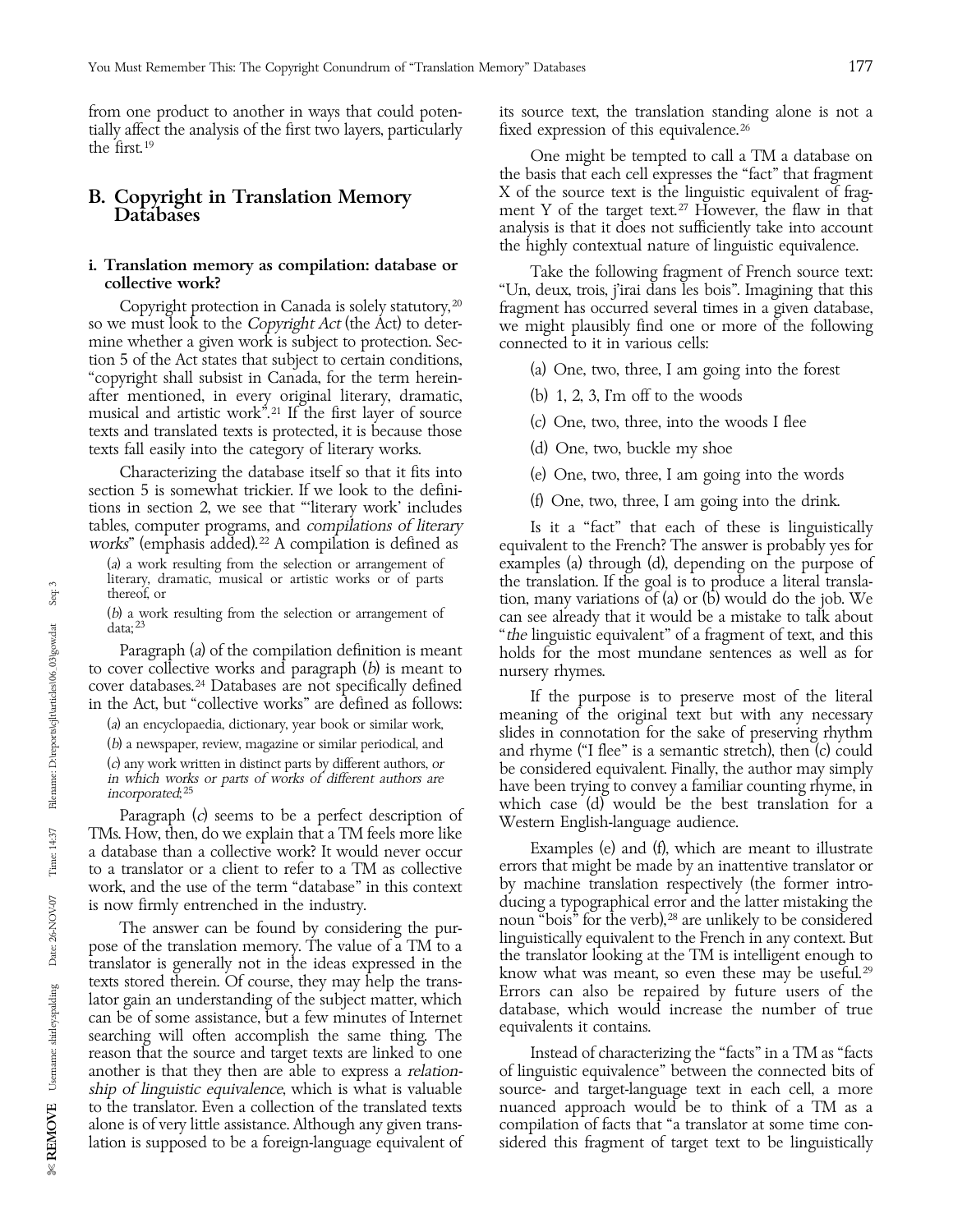from one product to another in ways that could potentially affect the analysis of the first two layers, particularly the first.[19]

## B. Copyright in Translation Memory Databases

### i. Translation memory as compilation: database or collective work?

Copyright protection in Canada is solely statutory,[20] so we must look to the *Copyright Act* (the Act) to determine whether a given work is subject to protection. Section 5 of the Act states that subject to certain conditions, "copyright shall subsist in Canada, for the term hereinafter mentioned, in every original literary, dramatic, musical and artistic work".[21] If the first layer of source texts and translated texts is protected, it is because those texts fall easily into the category of literary works.

Characterizing the database itself so that it fits into section 5 is somewhat trickier. If we look to the definitions in section 2, we see that "'literary work' includes tables, computer programs, and *compilations of literary works*" (emphasis added).[22] A compilation is defined as

> (*a*) a work resulting from the selection or arrangement of literary, dramatic, musical or artistic works or of parts thereof, or
>
> (*b*) a work resulting from the selection or arrangement of data;[23]

Paragraph (*a*) of the compilation definition is meant to cover collective works and paragraph (*b*) is meant to cover databases.[24] Databases are not specifically defined in the Act, but "collective works" are defined as follows:

> (*a*) an encyclopaedia, dictionary, year book or similar work,
>
> (*b*) a newspaper, review, magazine or similar periodical, and
>
> (*c*) any work written in distinct parts by different authors, *or in which works or parts of works of different authors are incorporated*;[25]

Paragraph (*c*) seems to be a perfect description of TMs. How, then, do we explain that a TM feels more like a database than a collective work? It would never occur to a translator or a client to refer to a TM as collective work, and the use of the term "database" in this context is now firmly entrenched in the industry.

The answer can be found by considering the purpose of the translation memory. The value of a TM to a translator is generally not in the ideas expressed in the texts stored therein. Of course, they may help the translator gain an understanding of the subject matter, which can be of some assistance, but a few minutes of Internet searching will often accomplish the same thing. The reason that the source and target texts are linked to one another is that they then are able to express a *relationship of linguistic equivalence*, which is what is valuable to the translator. Even a collection of the translated texts alone is of very little assistance. Although any given translation is supposed to be a foreign-language equivalent of its source text, the translation standing alone is not a fixed expression of this equivalence.[26]

One might be tempted to call a TM a database on the basis that each cell expresses the "fact" that fragment X of the source text is the linguistic equivalent of fragment Y of the target text.[27] However, the flaw in that analysis is that it does not sufficiently take into account the highly contextual nature of linguistic equivalence.

Take the following fragment of French source text: "Un, deux, trois, j'irai dans les bois". Imagining that this fragment has occurred several times in a given database, we might plausibly find one or more of the following connected to it in various cells:

(a) One, two, three, I am going into the forest

(b) 1, 2, 3, I'm off to the woods

(c) One, two, three, into the woods I flee

(d) One, two, buckle my shoe

(e) One, two, three, I am going into the words

(f) One, two, three, I am going into the drink.

Is it a "fact" that each of these is linguistically equivalent to the French? The answer is probably yes for examples (a) through (d), depending on the purpose of the translation. If the goal is to produce a literal translation, many variations of (a) or (b) would do the job. We can see already that it would be a mistake to talk about "*the* linguistic equivalent" of a fragment of text, and this holds for the most mundane sentences as well as for nursery rhymes.

If the purpose is to preserve most of the literal meaning of the original text but with any necessary slides in connotation for the sake of preserving rhythm and rhyme ("I flee" is a semantic stretch), then (c) could be considered equivalent. Finally, the author may simply have been trying to convey a familiar counting rhyme, in which case (d) would be the best translation for a Western English-language audience.

Examples (e) and (f), which are meant to illustrate errors that might be made by an inattentive translator or by machine translation respectively (the former introducing a typographical error and the latter mistaking the noun "bois" for the verb),[28] are unlikely to be considered linguistically equivalent to the French in any context. But the translator looking at the TM is intelligent enough to know what was meant, so even these may be useful.[29] Errors can also be repaired by future users of the database, which would increase the number of true equivalents it contains.

Instead of characterizing the "facts" in a TM as "facts of linguistic equivalence" between the connected bits of source- and target-language text in each cell, a more nuanced approach would be to think of a TM as a compilation of facts that "a translator at some time considered this fragment of target text to be linguistically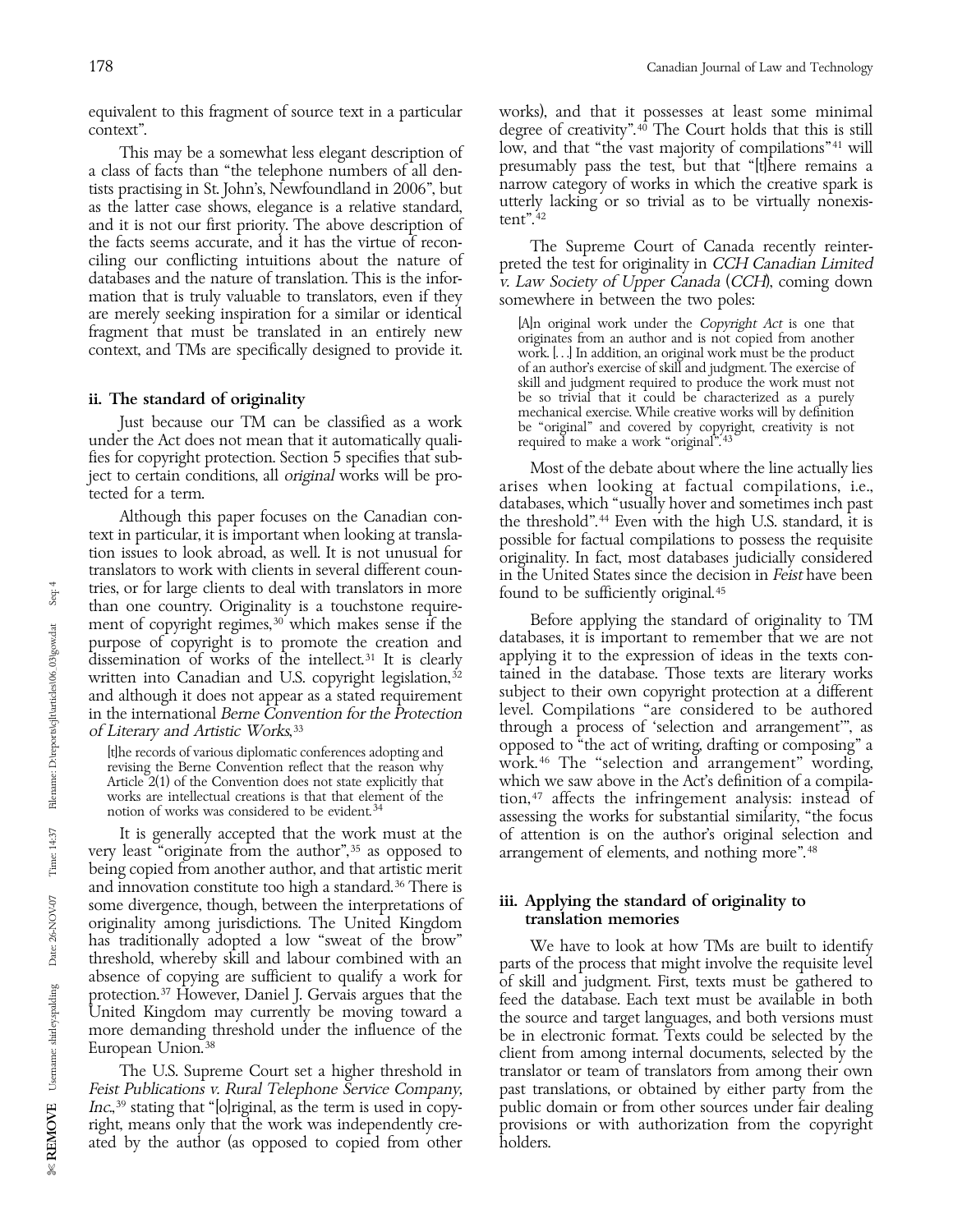equivalent to this fragment of source text in a particular context".

This may be a somewhat less elegant description of a class of facts than "the telephone numbers of all dentists practising in St. John's, Newfoundland in 2006", but as the latter case shows, elegance is a relative standard, and it is not our first priority. The above description of the facts seems accurate, and it has the virtue of reconciling our conflicting intuitions about the nature of databases and the nature of translation. This is the information that is truly valuable to translators, even if they are merely seeking inspiration for a similar or identical fragment that must be translated in an entirely new context, and TMs are specifically designed to provide it.

### ii. The standard of originality

Just because our TM can be classified as a work under the Act does not mean that it automatically qualifies for copyright protection. Section 5 specifies that subject to certain conditions, all *original* works will be protected for a term.

Although this paper focuses on the Canadian context in particular, it is important when looking at translation issues to look abroad, as well. It is not unusual for translators to work with clients in several different countries, or for large clients to deal with translators in more than one country. Originality is a touchstone requirement of copyright regimes,[30] which makes sense if the purpose of copyright is to promote the creation and dissemination of works of the intellect.[31] It is clearly written into Canadian and U.S. copyright legislation,[32] and although it does not appear as a stated requirement in the international *Berne Convention for the Protection of Literary and Artistic Works*,[33]

> [t]he records of various diplomatic conferences adopting and revising the Berne Convention reflect that the reason why Article 2(1) of the Convention does not state explicitly that works are intellectual creations is that that element of the notion of works was considered to be evident.[34]

It is generally accepted that the work must at the very least "originate from the author",[35] as opposed to being copied from another author, and that artistic merit and innovation constitute too high a standard.[36] There is some divergence, though, between the interpretations of originality among jurisdictions. The United Kingdom has traditionally adopted a low "sweat of the brow" threshold, whereby skill and labour combined with an absence of copying are sufficient to qualify a work for protection.[37] However, Daniel J. Gervais argues that the United Kingdom may currently be moving toward a more demanding threshold under the influence of the European Union.[38]

The U.S. Supreme Court set a higher threshold in *Feist Publications v. Rural Telephone Service Company, Inc.*,[39] stating that "[o]riginal, as the term is used in copyright, means only that the work was independently created by the author (as opposed to copied from other works), and that it possesses at least some minimal degree of creativity".[40] The Court holds that this is still low, and that "the vast majority of compilations"[41] will presumably pass the test, but that "[t]here remains a narrow category of works in which the creative spark is utterly lacking or so trivial as to be virtually nonexistent".[42]

The Supreme Court of Canada recently reinterpreted the test for originality in *CCH Canadian Limited v. Law Society of Upper Canada* (*CCH*), coming down somewhere in between the two poles:

> [A]n original work under the *Copyright Act* is one that originates from an author and is not copied from another work. [. . .] In addition, an original work must be the product of an author's exercise of skill and judgment. The exercise of skill and judgment required to produce the work must not be so trivial that it could be characterized as a purely mechanical exercise. While creative works will by definition be "original" and covered by copyright, creativity is not required to make a work "original".[43]

Most of the debate about where the line actually lies arises when looking at factual compilations, i.e., databases, which "usually hover and sometimes inch past the threshold".[44] Even with the high U.S. standard, it is possible for factual compilations to possess the requisite originality. In fact, most databases judicially considered in the United States since the decision in *Feist* have been found to be sufficiently original.[45]

Before applying the standard of originality to TM databases, it is important to remember that we are not applying it to the expression of ideas in the texts contained in the database. Those texts are literary works subject to their own copyright protection at a different level. Compilations "are considered to be authored through a process of 'selection and arrangement'", as opposed to "the act of writing, drafting or composing" a work.[46] The "selection and arrangement" wording, which we saw above in the Act's definition of a compilation,[47] affects the infringement analysis: instead of assessing the works for substantial similarity, "the focus of attention is on the author's original selection and arrangement of elements, and nothing more".[48]

### iii. Applying the standard of originality to translation memories

We have to look at how TMs are built to identify parts of the process that might involve the requisite level of skill and judgment. First, texts must be gathered to feed the database. Each text must be available in both the source and target languages, and both versions must be in electronic format. Texts could be selected by the client from among internal documents, selected by the translator or team of translators from among their own past translations, or obtained by either party from the public domain or from other sources under fair dealing provisions or with authorization from the copyright holders.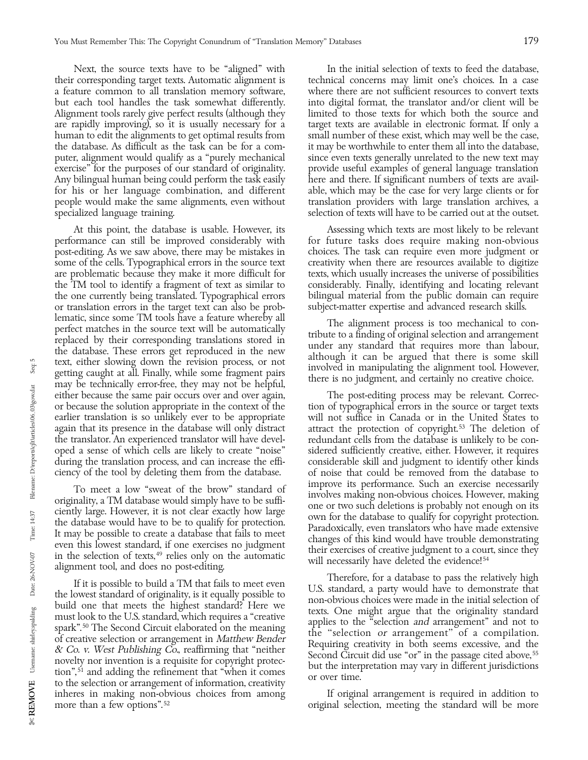Next, the source texts have to be "aligned" with their corresponding target texts. Automatic alignment is a feature common to all translation memory software, but each tool handles the task somewhat differently. Alignment tools rarely give perfect results (although they are rapidly improving), so it is usually necessary for a human to edit the alignments to get optimal results from the database. As difficult as the task can be for a computer, alignment would qualify as a "purely mechanical exercise" for the purposes of our standard of originality. Any bilingual human being could perform the task easily for his or her language combination, and different people would make the same alignments, even without specialized language training.

At this point, the database is usable. However, its performance can still be improved considerably with post-editing. As we saw above, there may be mistakes in some of the cells. Typographical errors in the source text are problematic because they make it more difficult for the TM tool to identify a fragment of text as similar to the one currently being translated. Typographical errors or translation errors in the target text can also be problematic, since some TM tools have a feature whereby all perfect matches in the source text will be automatically replaced by their corresponding translations stored in the database. These errors get reproduced in the new text, either slowing down the revision process, or not getting caught at all. Finally, while some fragment pairs may be technically error-free, they may not be helpful, either because the same pair occurs over and over again, or because the solution appropriate in the context of the earlier translation is so unlikely ever to be appropriate again that its presence in the database will only distract the translator. An experienced translator will have developed a sense of which cells are likely to create "noise" during the translation process, and can increase the efficiency of the tool by deleting them from the database.

To meet a low "sweat of the brow" standard of originality, a TM database would simply have to be sufficiently large. However, it is not clear exactly how large the database would have to be to qualify for protection. It may be possible to create a database that fails to meet even this lowest standard, if one exercises no judgment in the selection of texts,[49] relies only on the automatic alignment tool, and does no post-editing.

If it is possible to build a TM that fails to meet even the lowest standard of originality, is it equally possible to build one that meets the highest standard? Here we must look to the U.S. standard, which requires a "creative spark".[50] The Second Circuit elaborated on the meaning of creative selection or arrangement in *Matthew Bender & Co. v. West Publishing Co.*, reaffirming that "neither novelty nor invention is a requisite for copyright protection",[51] and adding the refinement that "when it comes to the selection or arrangement of information, creativity inheres in making non-obvious choices from among more than a few options".[52]

In the initial selection of texts to feed the database, technical concerns may limit one's choices. In a case where there are not sufficient resources to convert texts into digital format, the translator and/or client will be limited to those texts for which both the source and target texts are available in electronic format. If only a small number of these exist, which may well be the case, it may be worthwhile to enter them all into the database, since even texts generally unrelated to the new text may provide useful examples of general language translation here and there. If significant numbers of texts are available, which may be the case for very large clients or for translation providers with large translation archives, a selection of texts will have to be carried out at the outset.

Assessing which texts are most likely to be relevant for future tasks does require making non-obvious choices. The task can require even more judgment or creativity when there are resources available to digitize texts, which usually increases the universe of possibilities considerably. Finally, identifying and locating relevant bilingual material from the public domain can require subject-matter expertise and advanced research skills.

The alignment process is too mechanical to contribute to a finding of original selection and arrangement under any standard that requires more than labour, although it can be argued that there is some skill involved in manipulating the alignment tool. However, there is no judgment, and certainly no creative choice.

The post-editing process may be relevant. Correction of typographical errors in the source or target texts will not suffice in Canada or in the United States to attract the protection of copyright.[53] The deletion of redundant cells from the database is unlikely to be considered sufficiently creative, either. However, it requires considerable skill and judgment to identify other kinds of noise that could be removed from the database to improve its performance. Such an exercise necessarily involves making non-obvious choices. However, making one or two such deletions is probably not enough on its own for the database to qualify for copyright protection. Paradoxically, even translators who have made extensive changes of this kind would have trouble demonstrating their exercises of creative judgment to a court, since they will necessarily have deleted the evidence![54]

Therefore, for a database to pass the relatively high U.S. standard, a party would have to demonstrate that non-obvious choices were made in the initial selection of texts. One might argue that the originality standard applies to the "selection *and* arrangement" and not to the "selection *or* arrangement" of a compilation. Requiring creativity in both seems excessive, and the Second Circuit did use "or" in the passage cited above,[55] but the interpretation may vary in different jurisdictions or over time.

If original arrangement is required in addition to original selection, meeting the standard will be more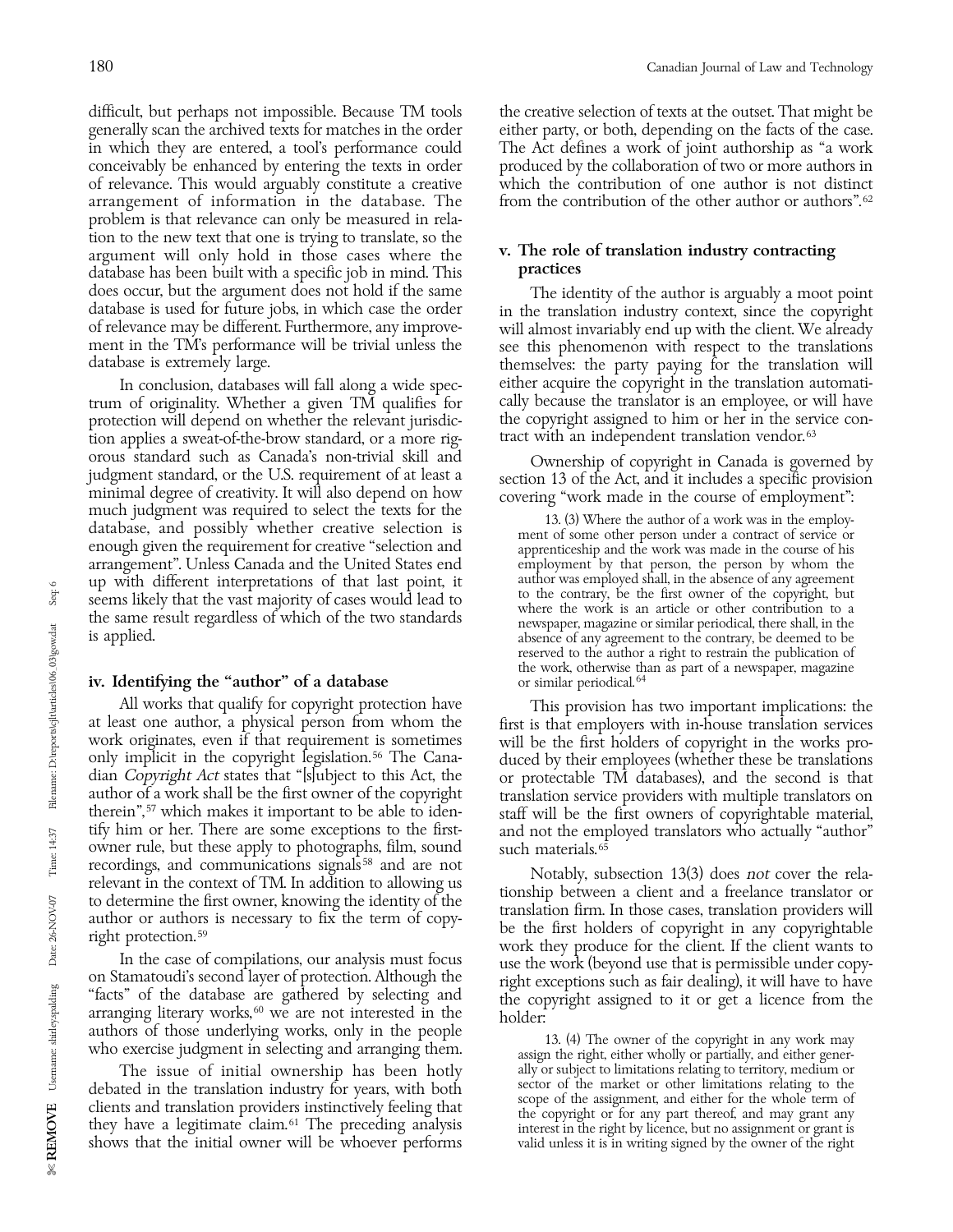difficult, but perhaps not impossible. Because TM tools generally scan the archived texts for matches in the order in which they are entered, a tool's performance could conceivably be enhanced by entering the texts in order of relevance. This would arguably constitute a creative arrangement of information in the database. The problem is that relevance can only be measured in relation to the new text that one is trying to translate, so the argument will only hold in those cases where the database has been built with a specific job in mind. This does occur, but the argument does not hold if the same database is used for future jobs, in which case the order of relevance may be different. Furthermore, any improvement in the TM's performance will be trivial unless the database is extremely large.

In conclusion, databases will fall along a wide spectrum of originality. Whether a given TM qualifies for protection will depend on whether the relevant jurisdiction applies a sweat-of-the-brow standard, or a more rigorous standard such as Canada's non-trivial skill and judgment standard, or the U.S. requirement of at least a minimal degree of creativity. It will also depend on how much judgment was required to select the texts for the database, and possibly whether creative selection is enough given the requirement for creative "selection and arrangement". Unless Canada and the United States end up with different interpretations of that last point, it seems likely that the vast majority of cases would lead to the same result regardless of which of the two standards is applied.

### iv. Identifying the "author" of a database

All works that qualify for copyright protection have at least one author, a physical person from whom the work originates, even if that requirement is sometimes only implicit in the copyright legislation.[56] The Canadian *Copyright Act* states that "[s]ubject to this Act, the author of a work shall be the first owner of the copyright therein",[57] which makes it important to be able to identify him or her. There are some exceptions to the first-owner rule, but these apply to photographs, film, sound recordings, and communications signals[58] and are not relevant in the context of TM. In addition to allowing us to determine the first owner, knowing the identity of the author or authors is necessary to fix the term of copyright protection.[59]

In the case of compilations, our analysis must focus on Stamatoudi's second layer of protection. Although the "facts" of the database are gathered by selecting and arranging literary works,[60] we are not interested in the authors of those underlying works, only in the people who exercise judgment in selecting and arranging them.

The issue of initial ownership has been hotly debated in the translation industry for years, with both clients and translation providers instinctively feeling that they have a legitimate claim.[61] The preceding analysis shows that the initial owner will be whoever performs the creative selection of texts at the outset. That might be either party, or both, depending on the facts of the case. The Act defines a work of joint authorship as "a work produced by the collaboration of two or more authors in which the contribution of one author is not distinct from the contribution of the other author or authors".[62]

### v. The role of translation industry contracting practices

The identity of the author is arguably a moot point in the translation industry context, since the copyright will almost invariably end up with the client. We already see this phenomenon with respect to the translations themselves: the party paying for the translation will either acquire the copyright in the translation automatically because the translator is an employee, or will have the copyright assigned to him or her in the service contract with an independent translation vendor.[63]

Ownership of copyright in Canada is governed by section 13 of the Act, and it includes a specific provision covering "work made in the course of employment":

> 13. (3) Where the author of a work was in the employment of some other person under a contract of service or apprenticeship and the work was made in the course of his employment by that person, the person by whom the author was employed shall, in the absence of any agreement to the contrary, be the first owner of the copyright, but where the work is an article or other contribution to a newspaper, magazine or similar periodical, there shall, in the absence of any agreement to the contrary, be deemed to be reserved to the author a right to restrain the publication of the work, otherwise than as part of a newspaper, magazine or similar periodical.[64]

This provision has two important implications: the first is that employers with in-house translation services will be the first holders of copyright in the works produced by their employees (whether these be translations or protectable TM databases), and the second is that translation service providers with multiple translators on staff will be the first owners of copyrightable material, and not the employed translators who actually "author" such materials.[65]

Notably, subsection 13(3) does *not* cover the relationship between a client and a freelance translator or translation firm. In those cases, translation providers will be the first holders of copyright in any copyrightable work they produce for the client. If the client wants to use the work (beyond use that is permissible under copyright exceptions such as fair dealing), it will have to have the copyright assigned to it or get a licence from the holder:

> 13. (4) The owner of the copyright in any work may assign the right, either wholly or partially, and either generally or subject to limitations relating to territory, medium or sector of the market or other limitations relating to the scope of the assignment, and either for the whole term of the copyright or for any part thereof, and may grant any interest in the right by licence, but no assignment or grant is valid unless it is in writing signed by the owner of the right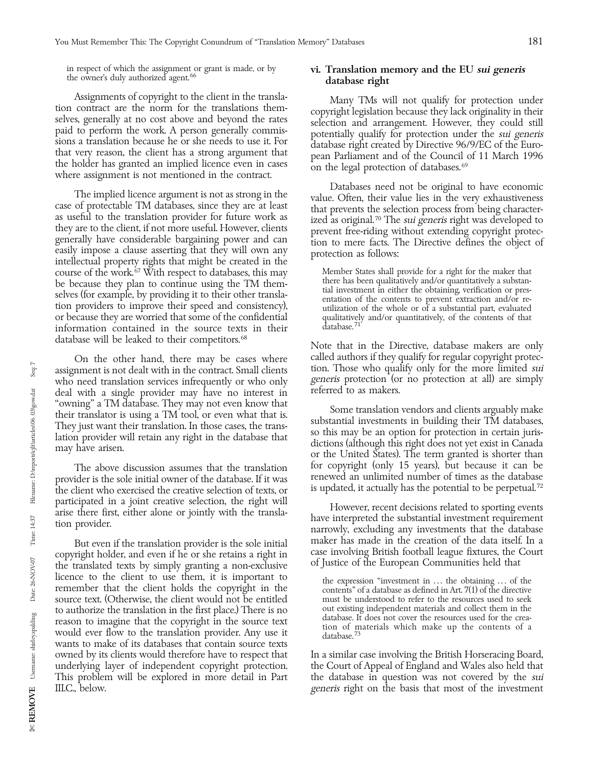in respect of which the assignment or grant is made, or by the owner's duly authorized agent.[66]

Assignments of copyright to the client in the translation contract are the norm for the translations themselves, generally at no cost above and beyond the rates paid to perform the work. A person generally commissions a translation because he or she needs to use it. For that very reason, the client has a strong argument that the holder has granted an implied licence even in cases where assignment is not mentioned in the contract.

The implied licence argument is not as strong in the case of protectable TM databases, since they are at least as useful to the translation provider for future work as they are to the client, if not more useful. However, clients generally have considerable bargaining power and can easily impose a clause asserting that they will own any intellectual property rights that might be created in the course of the work.[67] With respect to databases, this may be because they plan to continue using the TM themselves (for example, by providing it to their other translation providers to improve their speed and consistency), or because they are worried that some of the confidential information contained in the source texts in their database will be leaked to their competitors.[68]

On the other hand, there may be cases where assignment is not dealt with in the contract. Small clients who need translation services infrequently or who only deal with a single provider may have no interest in "owning" a TM database. They may not even know that their translator is using a TM tool, or even what that is. They just want their translation. In those cases, the translation provider will retain any right in the database that may have arisen.

The above discussion assumes that the translation provider is the sole initial owner of the database. If it was the client who exercised the creative selection of texts, or participated in a joint creative selection, the right will arise there first, either alone or jointly with the translation provider.

But even if the translation provider is the sole initial copyright holder, and even if he or she retains a right in the translated texts by simply granting a non-exclusive licence to the client to use them, it is important to remember that the client holds the copyright in the source text. (Otherwise, the client would not be entitled to authorize the translation in the first place.) There is no reason to imagine that the copyright in the source text would ever flow to the translation provider. Any use it wants to make of its databases that contain source texts owned by its clients would therefore have to respect that underlying layer of independent copyright protection. This problem will be explored in more detail in Part III.C., below.

### vi. Translation memory and the EU *sui generis* database right

Many TMs will not qualify for protection under copyright legislation because they lack originality in their selection and arrangement. However, they could still potentially qualify for protection under the *sui generis* database right created by Directive 96/9/EC of the European Parliament and of the Council of 11 March 1996 on the legal protection of databases.[69]

Databases need not be original to have economic value. Often, their value lies in the very exhaustiveness that prevents the selection process from being characterized as original.[70] The *sui generis* right was developed to prevent free-riding without extending copyright protection to mere facts. The Directive defines the object of protection as follows:

> Member States shall provide for a right for the maker that there has been qualitatively and/or quantitatively a substantial investment in either the obtaining, verification or presentation of the contents to prevent extraction and/or re-utilization of the whole or of a substantial part, evaluated qualitatively and/or quantitatively, of the contents of that database.[71]

Note that in the Directive, database makers are only called authors if they qualify for regular copyright protection. Those who qualify only for the more limited *sui generis* protection (or no protection at all) are simply referred to as makers.

Some translation vendors and clients arguably make substantial investments in building their TM databases, so this may be an option for protection in certain jurisdictions (although this right does not yet exist in Canada or the United States). The term granted is shorter than for copyright (only 15 years), but because it can be renewed an unlimited number of times as the database is updated, it actually has the potential to be perpetual.[72]

However, recent decisions related to sporting events have interpreted the substantial investment requirement narrowly, excluding any investments that the database maker has made in the creation of the data itself. In a case involving British football league fixtures, the Court of Justice of the European Communities held that

> the expression "investment in … the obtaining … of the contents" of a database as defined in Art. 7(1) of the directive must be understood to refer to the resources used to seek out existing independent materials and collect them in the database. It does not cover the resources used for the creation of materials which make up the contents of a database.[73]

In a similar case involving the British Horseracing Board, the Court of Appeal of England and Wales also held that the database in question was not covered by the *sui generis* right on the basis that most of the investment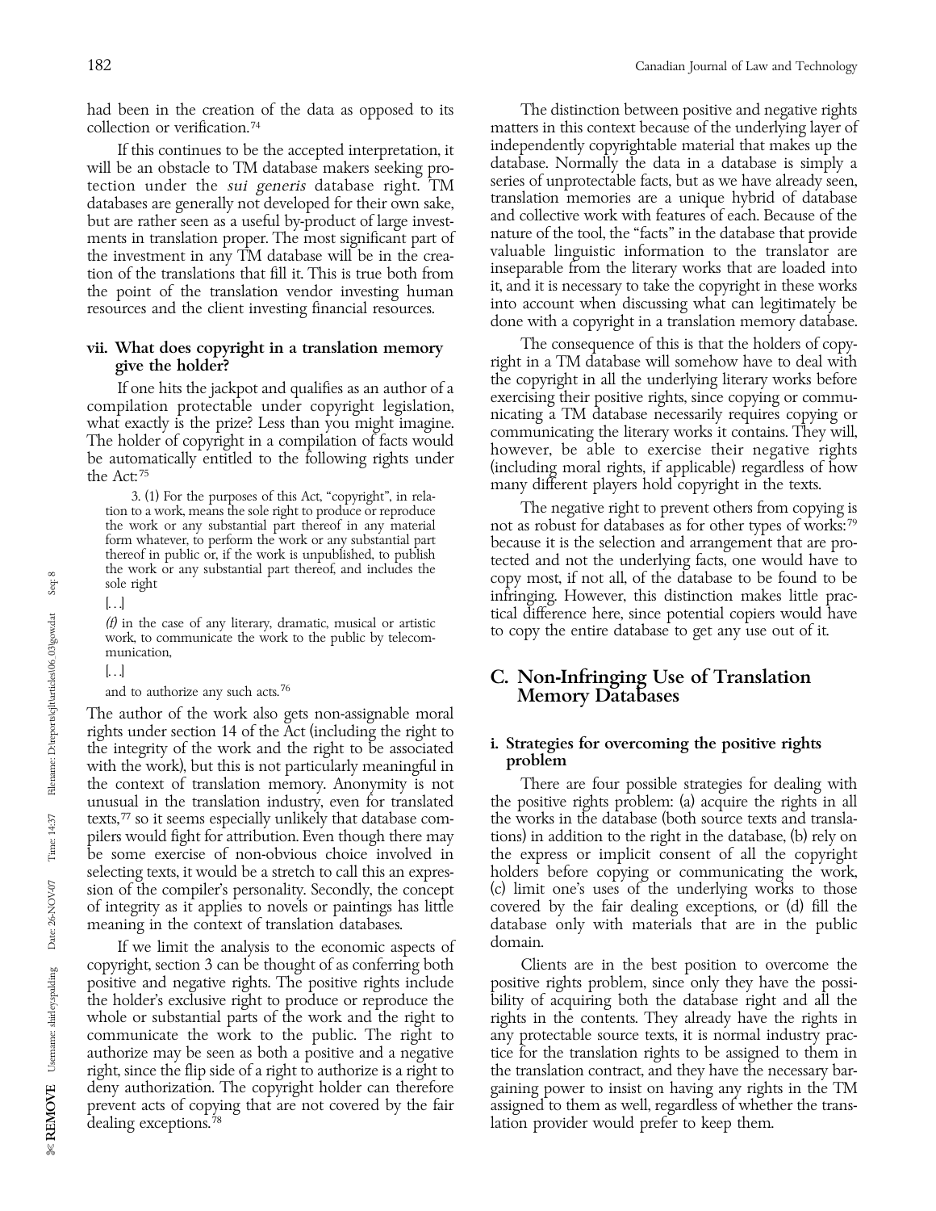had been in the creation of the data as opposed to its collection or verification.[74]

If this continues to be the accepted interpretation, it will be an obstacle to TM database makers seeking protection under the *sui generis* database right. TM databases are generally not developed for their own sake, but are rather seen as a useful by-product of large investments in translation proper. The most significant part of the investment in any TM database will be in the creation of the translations that fill it. This is true both from the point of the translation vendor investing human resources and the client investing financial resources.

### vii. What does copyright in a translation memory give the holder?

If one hits the jackpot and qualifies as an author of a compilation protectable under copyright legislation, what exactly is the prize? Less than you might imagine. The holder of copyright in a compilation of facts would be automatically entitled to the following rights under the Act:[75]

> 3. (1) For the purposes of this Act, "copyright", in relation to a work, means the sole right to produce or reproduce the work or any substantial part thereof in any material form whatever, to perform the work or any substantial part thereof in public or, if the work is unpublished, to publish the work or any substantial part thereof, and includes the sole right
>
> [...]
>
> *(f)* in the case of any literary, dramatic, musical or artistic work, to communicate the work to the public by telecommunication,
>
> [...]
>
> and to authorize any such acts.[76]

The author of the work also gets non-assignable moral rights under section 14 of the Act (including the right to the integrity of the work and the right to be associated with the work), but this is not particularly meaningful in the context of translation memory. Anonymity is not unusual in the translation industry, even for translated texts,[77] so it seems especially unlikely that database compilers would fight for attribution. Even though there may be some exercise of non-obvious choice involved in selecting texts, it would be a stretch to call this an expression of the compiler's personality. Secondly, the concept of integrity as it applies to novels or paintings has little meaning in the context of translation databases.

If we limit the analysis to the economic aspects of copyright, section 3 can be thought of as conferring both positive and negative rights. The positive rights include the holder's exclusive right to produce or reproduce the whole or substantial parts of the work and the right to communicate the work to the public. The right to authorize may be seen as both a positive and a negative right, since the flip side of a right to authorize is a right to deny authorization. The copyright holder can therefore prevent acts of copying that are not covered by the fair dealing exceptions.[78]

The distinction between positive and negative rights matters in this context because of the underlying layer of independently copyrightable material that makes up the database. Normally the data in a database is simply a series of unprotectable facts, but as we have already seen, translation memories are a unique hybrid of database and collective work with features of each. Because of the nature of the tool, the "facts" in the database that provide valuable linguistic information to the translator are inseparable from the literary works that are loaded into it, and it is necessary to take the copyright in these works into account when discussing what can legitimately be done with a copyright in a translation memory database.

The consequence of this is that the holders of copyright in a TM database will somehow have to deal with the copyright in all the underlying literary works before exercising their positive rights, since copying or communicating a TM database necessarily requires copying or communicating the literary works it contains. They will, however, be able to exercise their negative rights (including moral rights, if applicable) regardless of how many different players hold copyright in the texts.

The negative right to prevent others from copying is not as robust for databases as for other types of works:[79] because it is the selection and arrangement that are protected and not the underlying facts, one would have to copy most, if not all, of the database to be found to be infringing. However, this distinction makes little practical difference here, since potential copiers would have to copy the entire database to get any use out of it.

## C. Non-Infringing Use of Translation Memory Databases

### i. Strategies for overcoming the positive rights problem

There are four possible strategies for dealing with the positive rights problem: (a) acquire the rights in all the works in the database (both source texts and translations) in addition to the right in the database, (b) rely on the express or implicit consent of all the copyright holders before copying or communicating the work, (c) limit one's uses of the underlying works to those covered by the fair dealing exceptions, or (d) fill the database only with materials that are in the public domain.

Clients are in the best position to overcome the positive rights problem, since only they have the possibility of acquiring both the database right and all the rights in the contents. They already have the rights in any protectable source texts, it is normal industry practice for the translation rights to be assigned to them in the translation contract, and they have the necessary bargaining power to insist on having any rights in the TM assigned to them as well, regardless of whether the translation provider would prefer to keep them.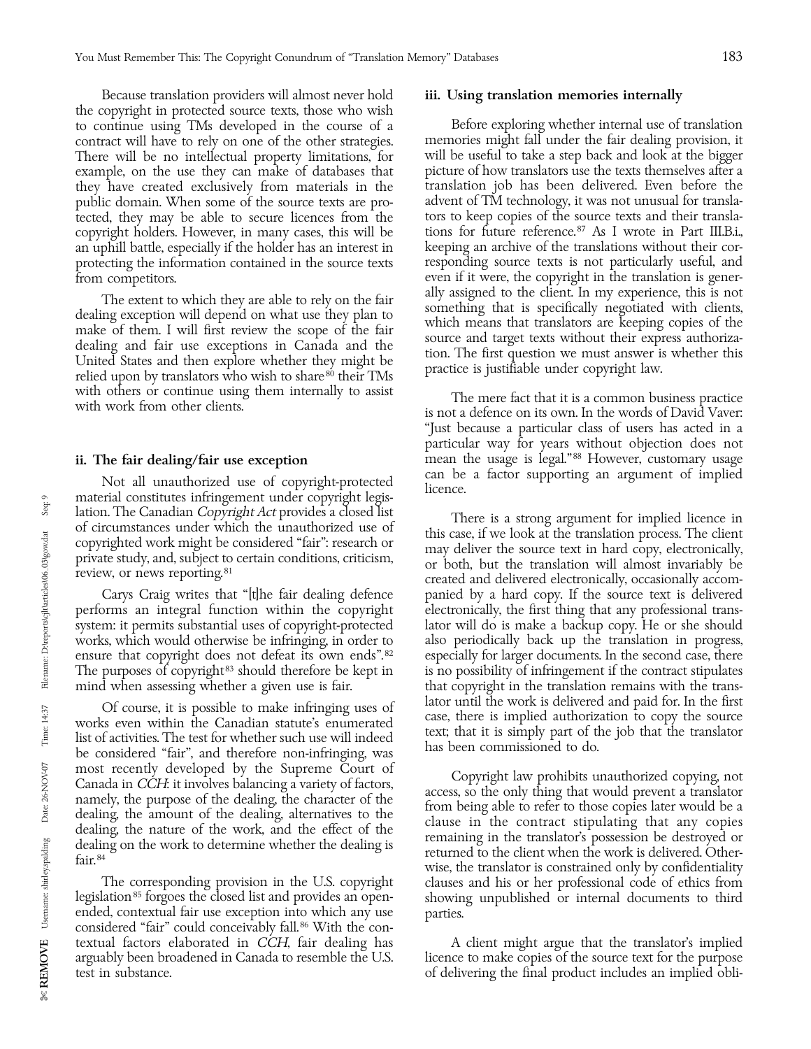Because translation providers will almost never hold the copyright in protected source texts, those who wish to continue using TMs developed in the course of a contract will have to rely on one of the other strategies. There will be no intellectual property limitations, for example, on the use they can make of databases that they have created exclusively from materials in the public domain. When some of the source texts are protected, they may be able to secure licences from the copyright holders. However, in many cases, this will be an uphill battle, especially if the holder has an interest in protecting the information contained in the source texts from competitors.

The extent to which they are able to rely on the fair dealing exception will depend on what use they plan to make of them. I will first review the scope of the fair dealing and fair use exceptions in Canada and the United States and then explore whether they might be relied upon by translators who wish to share[80] their TMs with others or continue using them internally to assist with work from other clients.

### ii. The fair dealing/fair use exception

Not all unauthorized use of copyright-protected material constitutes infringement under copyright legislation. The Canadian *Copyright Act* provides a closed list of circumstances under which the unauthorized use of copyrighted work might be considered "fair": research or private study, and, subject to certain conditions, criticism, review, or news reporting.[81]

Carys Craig writes that "[t]he fair dealing defence performs an integral function within the copyright system: it permits substantial uses of copyright-protected works, which would otherwise be infringing, in order to ensure that copyright does not defeat its own ends".[82] The purposes of copyright[83] should therefore be kept in mind when assessing whether a given use is fair.

Of course, it is possible to make infringing uses of works even within the Canadian statute's enumerated list of activities. The test for whether such use will indeed be considered "fair", and therefore non-infringing, was most recently developed by the Supreme Court of Canada in *CCH*: it involves balancing a variety of factors, namely, the purpose of the dealing, the character of the dealing, the amount of the dealing, alternatives to the dealing, the nature of the work, and the effect of the dealing on the work to determine whether the dealing is fair.[84]

The corresponding provision in the U.S. copyright legislation[85] forgoes the closed list and provides an open-ended, contextual fair use exception into which any use considered "fair" could conceivably fall.[86] With the contextual factors elaborated in *CCH*, fair dealing has arguably been broadened in Canada to resemble the U.S. test in substance.

### iii. Using translation memories internally

Before exploring whether internal use of translation memories might fall under the fair dealing provision, it will be useful to take a step back and look at the bigger picture of how translators use the texts themselves after a translation job has been delivered. Even before the advent of TM technology, it was not unusual for translators to keep copies of the source texts and their translations for future reference.[87] As I wrote in Part III.B.i., keeping an archive of the translations without their corresponding source texts is not particularly useful, and even if it were, the copyright in the translation is generally assigned to the client. In my experience, this is not something that is specifically negotiated with clients, which means that translators are keeping copies of the source and target texts without their express authorization. The first question we must answer is whether this practice is justifiable under copyright law.

The mere fact that it is a common business practice is not a defence on its own. In the words of David Vaver: "Just because a particular class of users has acted in a particular way for years without objection does not mean the usage is legal."[88] However, customary usage can be a factor supporting an argument of implied licence.

There is a strong argument for implied licence in this case, if we look at the translation process. The client may deliver the source text in hard copy, electronically, or both, but the translation will almost invariably be created and delivered electronically, occasionally accompanied by a hard copy. If the source text is delivered electronically, the first thing that any professional translator will do is make a backup copy. He or she should also periodically back up the translation in progress, especially for larger documents. In the second case, there is no possibility of infringement if the contract stipulates that copyright in the translation remains with the translator until the work is delivered and paid for. In the first case, there is implied authorization to copy the source text; that it is simply part of the job that the translator has been commissioned to do.

Copyright law prohibits unauthorized copying, not access, so the only thing that would prevent a translator from being able to refer to those copies later would be a clause in the contract stipulating that any copies remaining in the translator's possession be destroyed or returned to the client when the work is delivered. Otherwise, the translator is constrained only by confidentiality clauses and his or her professional code of ethics from showing unpublished or internal documents to third parties.

A client might argue that the translator's implied licence to make copies of the source text for the purpose of delivering the final product includes an implied obli-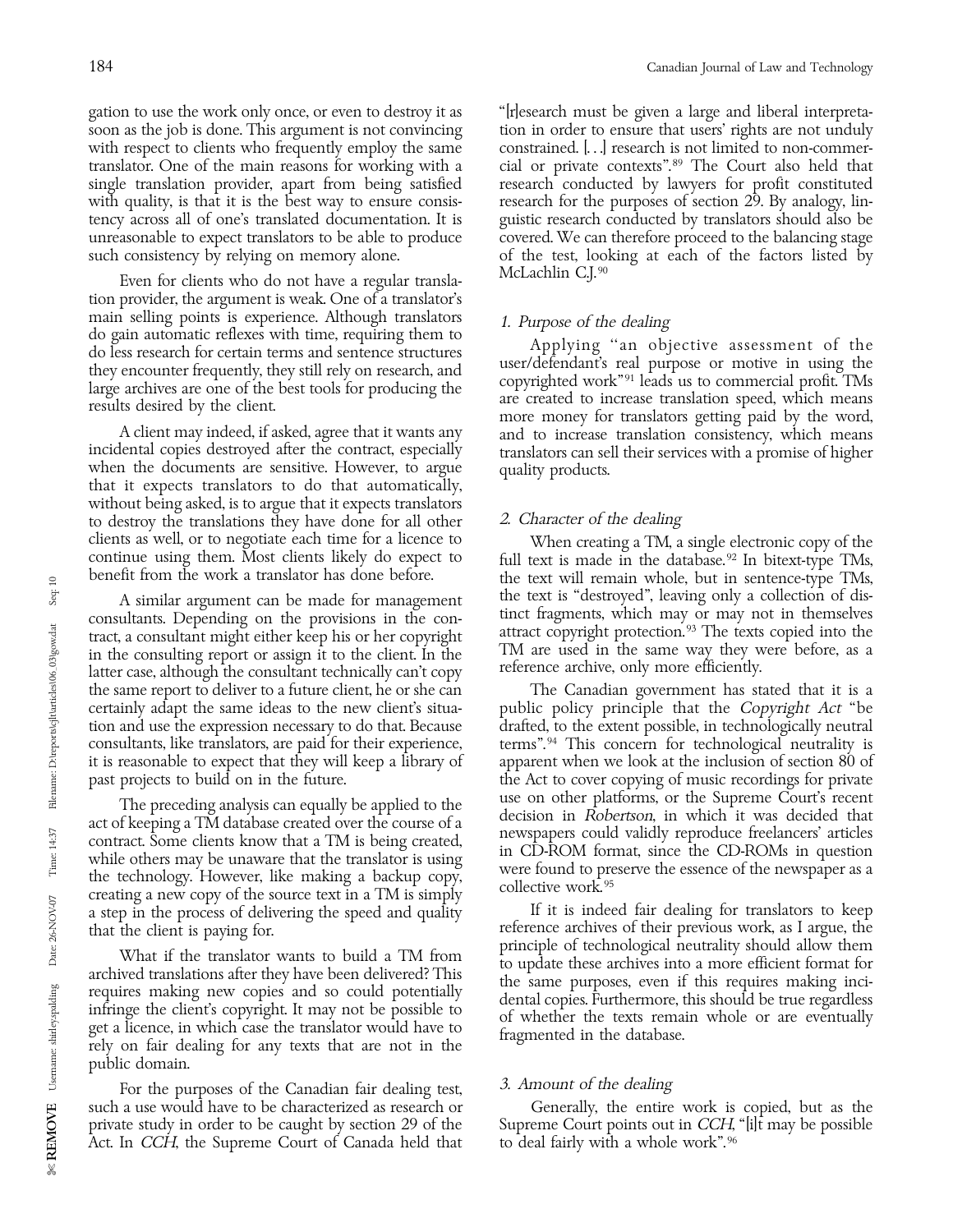gation to use the work only once, or even to destroy it as soon as the job is done. This argument is not convincing with respect to clients who frequently employ the same translator. One of the main reasons for working with a single translation provider, apart from being satisfied with quality, is that it is the best way to ensure consistency across all of one's translated documentation. It is unreasonable to expect translators to be able to produce such consistency by relying on memory alone.

Even for clients who do not have a regular translation provider, the argument is weak. One of a translator's main selling points is experience. Although translators do gain automatic reflexes with time, requiring them to do less research for certain terms and sentence structures they encounter frequently, they still rely on research, and large archives are one of the best tools for producing the results desired by the client.

A client may indeed, if asked, agree that it wants any incidental copies destroyed after the contract, especially when the documents are sensitive. However, to argue that it expects translators to do that automatically, without being asked, is to argue that it expects translators to destroy the translations they have done for all other clients as well, or to negotiate each time for a licence to continue using them. Most clients likely do expect to benefit from the work a translator has done before.

A similar argument can be made for management consultants. Depending on the provisions in the contract, a consultant might either keep his or her copyright in the consulting report or assign it to the client. In the latter case, although the consultant technically can't copy the same report to deliver to a future client, he or she can certainly adapt the same ideas to the new client's situation and use the expression necessary to do that. Because consultants, like translators, are paid for their experience, it is reasonable to expect that they will keep a library of past projects to build on in the future.

The preceding analysis can equally be applied to the act of keeping a TM database created over the course of a contract. Some clients know that a TM is being created, while others may be unaware that the translator is using the technology. However, like making a backup copy, creating a new copy of the source text in a TM is simply a step in the process of delivering the speed and quality that the client is paying for.

What if the translator wants to build a TM from archived translations after they have been delivered? This requires making new copies and so could potentially infringe the client's copyright. It may not be possible to get a licence, in which case the translator would have to rely on fair dealing for any texts that are not in the public domain.

For the purposes of the Canadian fair dealing test, such a use would have to be characterized as research or private study in order to be caught by section 29 of the Act. In *CCH*, the Supreme Court of Canada held that "[r]esearch must be given a large and liberal interpretation in order to ensure that users' rights are not unduly constrained. [. . .] research is not limited to non-commercial or private contexts".[89] The Court also held that research conducted by lawyers for profit constituted research for the purposes of section 29. By analogy, linguistic research conducted by translators should also be covered. We can therefore proceed to the balancing stage of the test, looking at each of the factors listed by McLachlin C.J.[90]

### 1. Purpose of the dealing

Applying "an objective assessment of the user/defendant's real purpose or motive in using the copyrighted work"[91] leads us to commercial profit. TMs are created to increase translation speed, which means more money for translators getting paid by the word, and to increase translation consistency, which means translators can sell their services with a promise of higher quality products.

### 2. Character of the dealing

When creating a TM, a single electronic copy of the full text is made in the database.[92] In bitext-type TMs, the text will remain whole, but in sentence-type TMs, the text is "destroyed", leaving only a collection of distinct fragments, which may or may not in themselves attract copyright protection.[93] The texts copied into the TM are used in the same way they were before, as a reference archive, only more efficiently.

The Canadian government has stated that it is a public policy principle that the *Copyright Act* "be drafted, to the extent possible, in technologically neutral terms".[94] This concern for technological neutrality is apparent when we look at the inclusion of section 80 of the Act to cover copying of music recordings for private use on other platforms, or the Supreme Court's recent decision in *Robertson*, in which it was decided that newspapers could validly reproduce freelancers' articles in CD-ROM format, since the CD-ROMs in question were found to preserve the essence of the newspaper as a collective work.[95]

If it is indeed fair dealing for translators to keep reference archives of their previous work, as I argue, the principle of technological neutrality should allow them to update these archives into a more efficient format for the same purposes, even if this requires making incidental copies. Furthermore, this should be true regardless of whether the texts remain whole or are eventually fragmented in the database.

### 3. Amount of the dealing

Generally, the entire work is copied, but as the Supreme Court points out in *CCH*, "[i]t may be possible to deal fairly with a whole work".[96]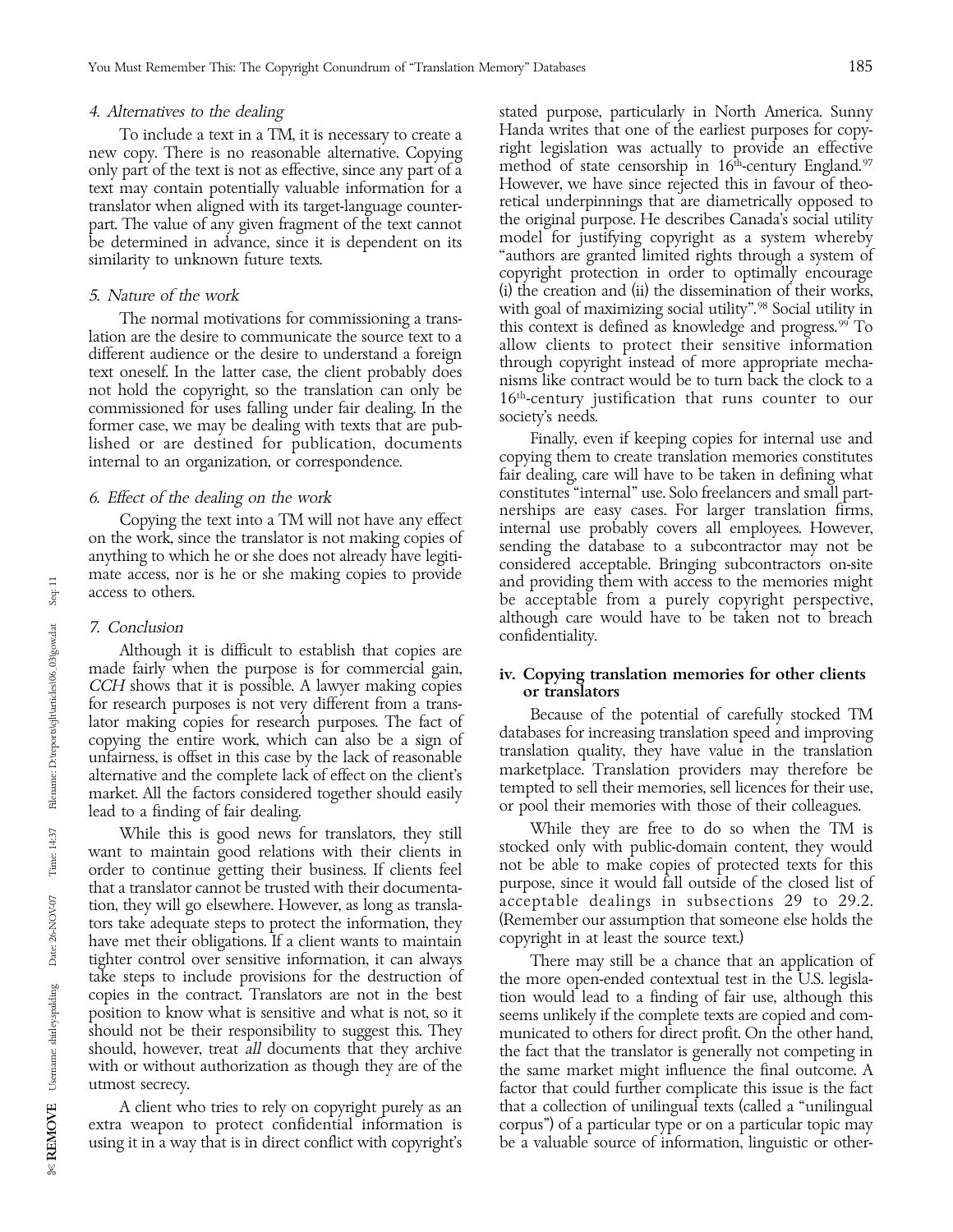#### *4. Alternatives to the dealing*

To include a text in a TM, it is necessary to create a new copy. There is no reasonable alternative. Copying only part of the text is not as effective, since any part of a text may contain potentially valuable information for a translator when aligned with its target-language counterpart. The value of any given fragment of the text cannot be determined in advance, since it is dependent on its similarity to unknown future texts.

#### *5. Nature of the work*

The normal motivations for commissioning a translation are the desire to communicate the source text to a different audience or the desire to understand a foreign text oneself. In the latter case, the client probably does not hold the copyright, so the translation can only be commissioned for uses falling under fair dealing. In the former case, we may be dealing with texts that are published or are destined for publication, documents internal to an organization, or correspondence.

#### *6. Effect of the dealing on the work*

Copying the text into a TM will not have any effect on the work, since the translator is not making copies of anything to which he or she does not already have legitimate access, nor is he or she making copies to provide access to others.

#### *7. Conclusion*

Although it is difficult to establish that copies are made fairly when the purpose is for commercial gain, *CCH* shows that it is possible. A lawyer making copies for research purposes is not very different from a translator making copies for research purposes. The fact of copying the entire work, which can also be a sign of unfairness, is offset in this case by the lack of reasonable alternative and the complete lack of effect on the client's market. All the factors considered together should easily lead to a finding of fair dealing.

While this is good news for translators, they still want to maintain good relations with their clients in order to continue getting their business. If clients feel that a translator cannot be trusted with their documentation, they will go elsewhere. However, as long as translators take adequate steps to protect the information, they have met their obligations. If a client wants to maintain tighter control over sensitive information, it can always take steps to include provisions for the destruction of copies in the contract. Translators are not in the best position to know what is sensitive and what is not, so it should not be their responsibility to suggest this. They should, however, treat *all* documents that they archive with or without authorization as though they are of the utmost secrecy.

A client who tries to rely on copyright purely as an extra weapon to protect confidential information is using it in a way that is in direct conflict with copyright's stated purpose, particularly in North America. Sunny Handa writes that one of the earliest purposes for copyright legislation was actually to provide an effective method of state censorship in 16th-century England.[97] However, we have since rejected this in favour of theoretical underpinnings that are diametrically opposed to the original purpose. He describes Canada's social utility model for justifying copyright as a system whereby "authors are granted limited rights through a system of copyright protection in order to optimally encourage (i) the creation and (ii) the dissemination of their works, with goal of maximizing social utility".[98] Social utility in this context is defined as knowledge and progress.[99] To allow clients to protect their sensitive information through copyright instead of more appropriate mechanisms like contract would be to turn back the clock to a 16th-century justification that runs counter to our society's needs.

Finally, even if keeping copies for internal use and copying them to create translation memories constitutes fair dealing, care will have to be taken in defining what constitutes "internal" use. Solo freelancers and small partnerships are easy cases. For larger translation firms, internal use probably covers all employees. However, sending the database to a subcontractor may not be considered acceptable. Bringing subcontractors on-site and providing them with access to the memories might be acceptable from a purely copyright perspective, although care would have to be taken not to breach confidentiality.

### iv. Copying translation memories for other clients or translators

Because of the potential of carefully stocked TM databases for increasing translation speed and improving translation quality, they have value in the translation marketplace. Translation providers may therefore be tempted to sell their memories, sell licences for their use, or pool their memories with those of their colleagues.

While they are free to do so when the TM is stocked only with public-domain content, they would not be able to make copies of protected texts for this purpose, since it would fall outside of the closed list of acceptable dealings in subsections 29 to 29.2. (Remember our assumption that someone else holds the copyright in at least the source text.)

There may still be a chance that an application of the more open-ended contextual test in the U.S. legislation would lead to a finding of fair use, although this seems unlikely if the complete texts are copied and communicated to others for direct profit. On the other hand, the fact that the translator is generally not competing in the same market might influence the final outcome. A factor that could further complicate this issue is the fact that a collection of unilingual texts (called a "unilingual corpus") of a particular type or on a particular topic may be a valuable source of information, linguistic or other-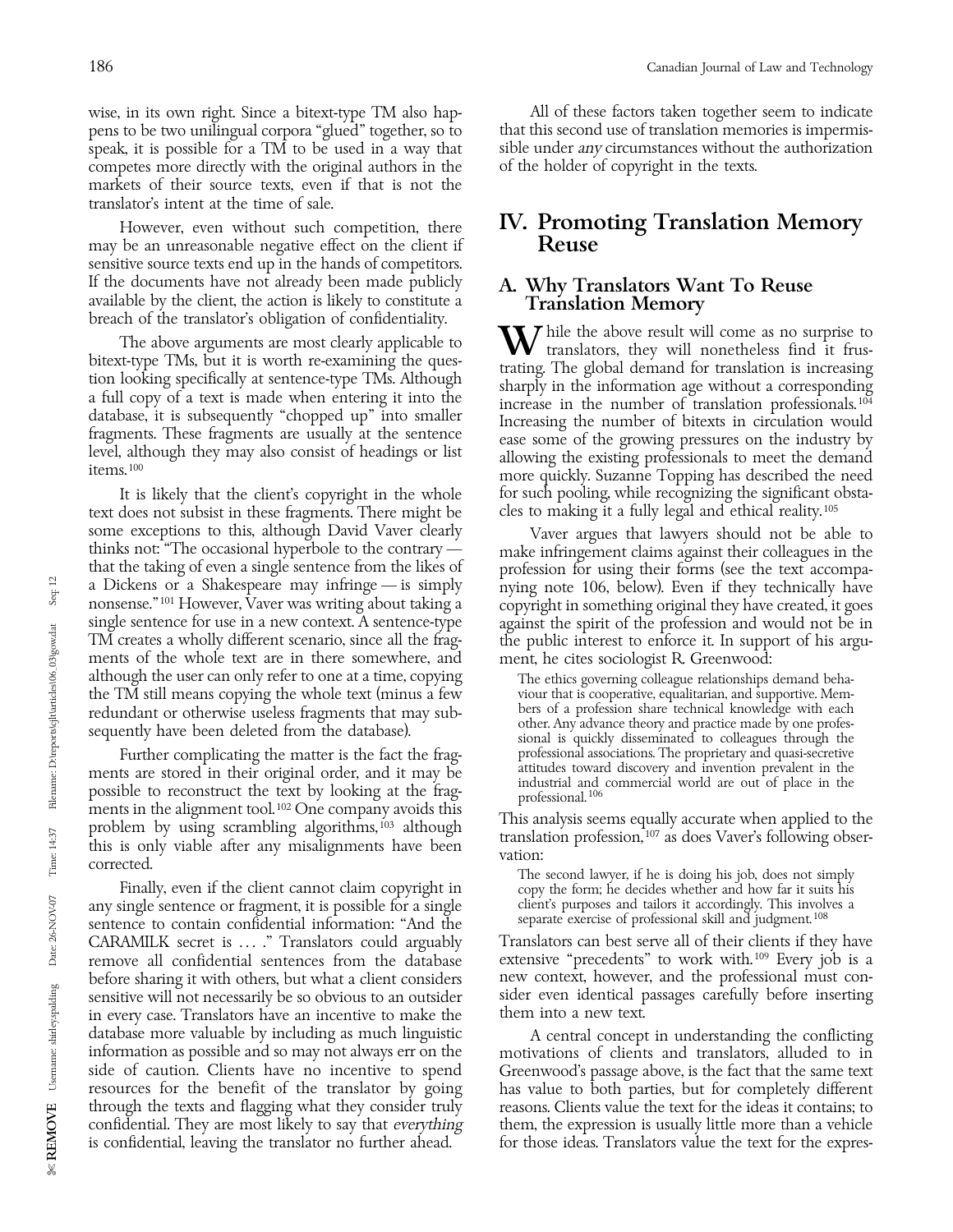wise, in its own right. Since a bitext-type TM also happens to be two unilingual corpora "glued" together, so to speak, it is possible for a TM to be used in a way that competes more directly with the original authors in the markets of their source texts, even if that is not the translator's intent at the time of sale.

However, even without such competition, there may be an unreasonable negative effect on the client if sensitive source texts end up in the hands of competitors. If the documents have not already been made publicly available by the client, the action is likely to constitute a breach of the translator's obligation of confidentiality.

The above arguments are most clearly applicable to bitext-type TMs, but it is worth re-examining the question looking specifically at sentence-type TMs. Although a full copy of a text is made when entering it into the database, it is subsequently "chopped up" into smaller fragments. These fragments are usually at the sentence level, although they may also consist of headings or list items.[100]

It is likely that the client's copyright in the whole text does not subsist in these fragments. There might be some exceptions to this, although David Vaver clearly thinks not: "The occasional hyperbole to the contrary — that the taking of even a single sentence from the likes of a Dickens or a Shakespeare may infringe — is simply nonsense."[101] However, Vaver was writing about taking a single sentence for use in a new context. A sentence-type TM creates a wholly different scenario, since all the fragments of the whole text are in there somewhere, and although the user can only refer to one at a time, copying the TM still means copying the whole text (minus a few redundant or otherwise useless fragments that may subsequently have been deleted from the database).

Further complicating the matter is the fact the fragments are stored in their original order, and it may be possible to reconstruct the text by looking at the fragments in the alignment tool.[102] One company avoids this problem by using scrambling algorithms,[103] although this is only viable after any misalignments have been corrected.

Finally, even if the client cannot claim copyright in any single sentence or fragment, it is possible for a single sentence to contain confidential information: "And the CARAMILK secret is … ." Translators could arguably remove all confidential sentences from the database before sharing it with others, but what a client considers sensitive will not necessarily be so obvious to an outsider in every case. Translators have an incentive to make the database more valuable by including as much linguistic information as possible and so may not always err on the side of caution. Clients have no incentive to spend resources for the benefit of the translator by going through the texts and flagging what they consider truly confidential. They are most likely to say that *everything* is confidential, leaving the translator no further ahead.

All of these factors taken together seem to indicate that this second use of translation memories is impermissible under *any* circumstances without the authorization of the holder of copyright in the texts.

# IV. Promoting Translation Memory Reuse

## A. Why Translators Want To Reuse Translation Memory

While the above result will come as no surprise to translators, they will nonetheless find it frustrating. The global demand for translation is increasing sharply in the information age without a corresponding increase in the number of translation professionals.[104] Increasing the number of bitexts in circulation would ease some of the growing pressures on the industry by allowing the existing professionals to meet the demand more quickly. Suzanne Topping has described the need for such pooling, while recognizing the significant obstacles to making it a fully legal and ethical reality.[105]

Vaver argues that lawyers should not be able to make infringement claims against their colleagues in the profession for using their forms (see the text accompanying note 106, below). Even if they technically have copyright in something original they have created, it goes against the spirit of the profession and would not be in the public interest to enforce it. In support of his argument, he cites sociologist R. Greenwood:

> The ethics governing colleague relationships demand behaviour that is cooperative, equalitarian, and supportive. Members of a profession share technical knowledge with each other. Any advance theory and practice made by one professional is quickly disseminated to colleagues through the professional associations. The proprietary and quasi-secretive attitudes toward discovery and invention prevalent in the industrial and commercial world are out of place in the professional.[106]

This analysis seems equally accurate when applied to the translation profession,[107] as does Vaver's following observation:

> The second lawyer, if he is doing his job, does not simply copy the form; he decides whether and how far it suits his client's purposes and tailors it accordingly. This involves a separate exercise of professional skill and judgment.[108]

Translators can best serve all of their clients if they have extensive "precedents" to work with.[109] Every job is a new context, however, and the professional must consider even identical passages carefully before inserting them into a new text.

A central concept in understanding the conflicting motivations of clients and translators, alluded to in Greenwood's passage above, is the fact that the same text has value to both parties, but for completely different reasons. Clients value the text for the ideas it contains; to them, the expression is usually little more than a vehicle for those ideas. Translators value the text for the expres-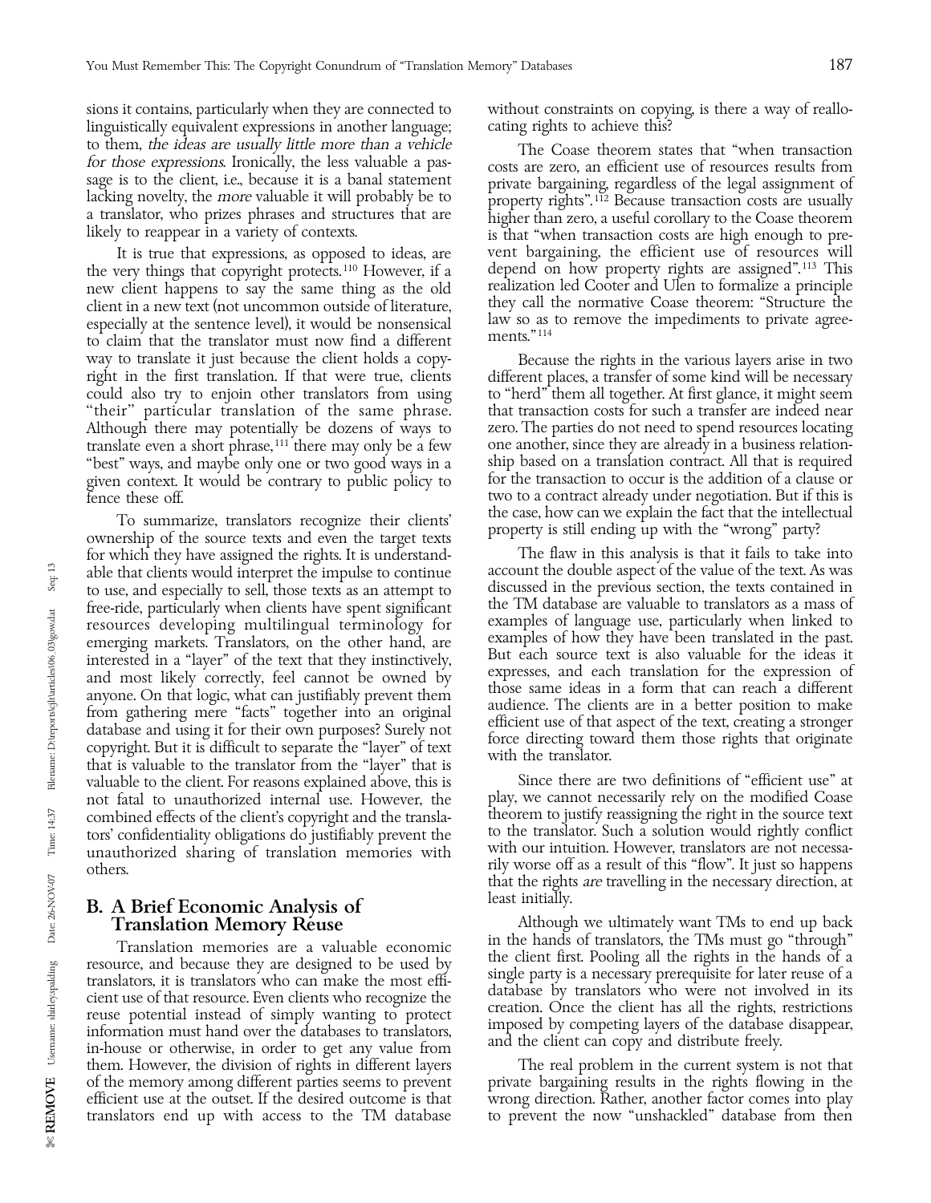sions it contains, particularly when they are connected to linguistically equivalent expressions in another language; to them, *the ideas are usually little more than a vehicle for those expressions*. Ironically, the less valuable a passage is to the client, i.e., because it is a banal statement lacking novelty, the *more* valuable it will probably be to a translator, who prizes phrases and structures that are likely to reappear in a variety of contexts.

It is true that expressions, as opposed to ideas, are the very things that copyright protects.[110] However, if a new client happens to say the same thing as the old client in a new text (not uncommon outside of literature, especially at the sentence level), it would be nonsensical to claim that the translator must now find a different way to translate it just because the client holds a copyright in the first translation. If that were true, clients could also try to enjoin other translators from using "their" particular translation of the same phrase. Although there may potentially be dozens of ways to translate even a short phrase,[111] there may only be a few "best" ways, and maybe only one or two good ways in a given context. It would be contrary to public policy to fence these off.

To summarize, translators recognize their clients' ownership of the source texts and even the target texts for which they have assigned the rights. It is understandable that clients would interpret the impulse to continue to use, and especially to sell, those texts as an attempt to free-ride, particularly when clients have spent significant resources developing multilingual terminology for emerging markets. Translators, on the other hand, are interested in a "layer" of the text that they instinctively, and most likely correctly, feel cannot be owned by anyone. On that logic, what can justifiably prevent them from gathering mere "facts" together into an original database and using it for their own purposes? Surely not copyright. But it is difficult to separate the "layer" of text that is valuable to the translator from the "layer" that is valuable to the client. For reasons explained above, this is not fatal to unauthorized internal use. However, the combined effects of the client's copyright and the translators' confidentiality obligations do justifiably prevent the unauthorized sharing of translation memories with others.

## B. A Brief Economic Analysis of Translation Memory Reuse

Translation memories are a valuable economic resource, and because they are designed to be used by translators, it is translators who can make the most efficient use of that resource. Even clients who recognize the reuse potential instead of simply wanting to protect information must hand over the databases to translators, in-house or otherwise, in order to get any value from them. However, the division of rights in different layers of the memory among different parties seems to prevent efficient use at the outset. If the desired outcome is that translators end up with access to the TM database without constraints on copying, is there a way of reallocating rights to achieve this?

The Coase theorem states that "when transaction costs are zero, an efficient use of resources results from private bargaining, regardless of the legal assignment of property rights".[112] Because transaction costs are usually higher than zero, a useful corollary to the Coase theorem is that "when transaction costs are high enough to prevent bargaining, the efficient use of resources will depend on how property rights are assigned".[113] This realization led Cooter and Ulen to formalize a principle they call the normative Coase theorem: "Structure the law so as to remove the impediments to private agreements."[114]

Because the rights in the various layers arise in two different places, a transfer of some kind will be necessary to "herd" them all together. At first glance, it might seem that transaction costs for such a transfer are indeed near zero. The parties do not need to spend resources locating one another, since they are already in a business relationship based on a translation contract. All that is required for the transaction to occur is the addition of a clause or two to a contract already under negotiation. But if this is the case, how can we explain the fact that the intellectual property is still ending up with the "wrong" party?

The flaw in this analysis is that it fails to take into account the double aspect of the value of the text. As was discussed in the previous section, the texts contained in the TM database are valuable to translators as a mass of examples of language use, particularly when linked to examples of how they have been translated in the past. But each source text is also valuable for the ideas it expresses, and each translation for the expression of those same ideas in a form that can reach a different audience. The clients are in a better position to make efficient use of that aspect of the text, creating a stronger force directing toward them those rights that originate with the translator.

Since there are two definitions of "efficient use" at play, we cannot necessarily rely on the modified Coase theorem to justify reassigning the right in the source text to the translator. Such a solution would rightly conflict with our intuition. However, translators are not necessarily worse off as a result of this "flow". It just so happens that the rights *are* travelling in the necessary direction, at least initially.

Although we ultimately want TMs to end up back in the hands of translators, the TMs must go "through" the client first. Pooling all the rights in the hands of a single party is a necessary prerequisite for later reuse of a database by translators who were not involved in its creation. Once the client has all the rights, restrictions imposed by competing layers of the database disappear, and the client can copy and distribute freely.

The real problem in the current system is not that private bargaining results in the rights flowing in the wrong direction. Rather, another factor comes into play to prevent the now "unshackled" database from then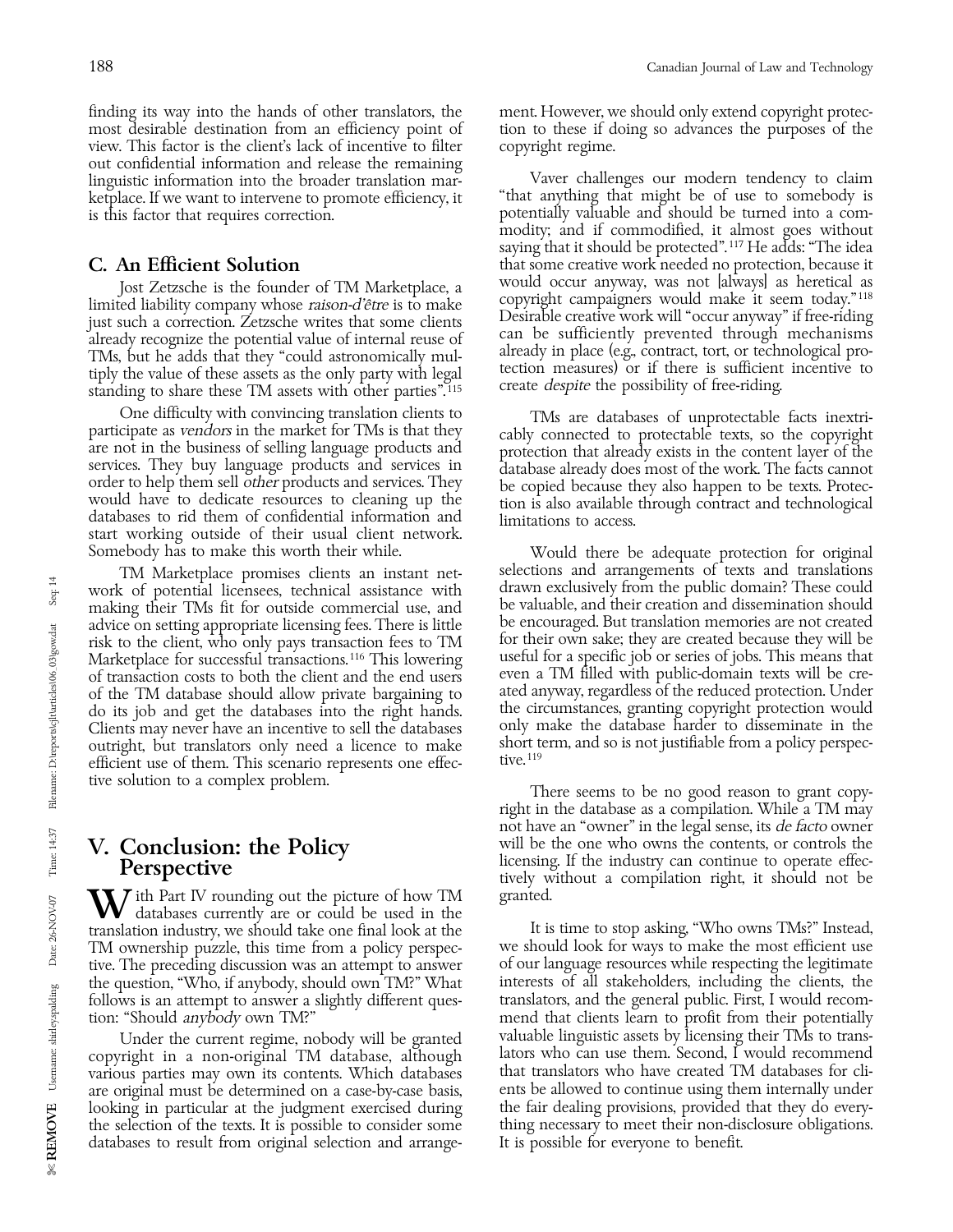finding its way into the hands of other translators, the most desirable destination from an efficiency point of view. This factor is the client's lack of incentive to filter out confidential information and release the remaining linguistic information into the broader translation marketplace. If we want to intervene to promote efficiency, it is this factor that requires correction.

## C. An Efficient Solution

Jost Zetzsche is the founder of TM Marketplace, a limited liability company whose *raison-d'être* is to make just such a correction. Zetzsche writes that some clients already recognize the potential value of internal reuse of TMs, but he adds that they "could astronomically multiply the value of these assets as the only party with legal standing to share these TM assets with other parties".[115]

One difficulty with convincing translation clients to participate as *vendors* in the market for TMs is that they are not in the business of selling language products and services. They buy language products and services in order to help them sell *other* products and services. They would have to dedicate resources to cleaning up the databases to rid them of confidential information and start working outside of their usual client network. Somebody has to make this worth their while.

TM Marketplace promises clients an instant network of potential licensees, technical assistance with making their TMs fit for outside commercial use, and advice on setting appropriate licensing fees. There is little risk to the client, who only pays transaction fees to TM Marketplace for successful transactions.[116] This lowering of transaction costs to both the client and the end users of the TM database should allow private bargaining to do its job and get the databases into the right hands. Clients may never have an incentive to sell the databases outright, but translators only need a licence to make efficient use of them. This scenario represents one effective solution to a complex problem.

# V. Conclusion: the Policy Perspective

With Part IV rounding out the picture of how TM databases currently are or could be used in the translation industry, we should take one final look at the TM ownership puzzle, this time from a policy perspective. The preceding discussion was an attempt to answer the question, "Who, if anybody, should own TM?" What follows is an attempt to answer a slightly different question: "Should *anybody* own TM?"

Under the current regime, nobody will be granted copyright in a non-original TM database, although various parties may own its contents. Which databases are original must be determined on a case-by-case basis, looking in particular at the judgment exercised during the selection of the texts. It is possible to consider some databases to result from original selection and arrangement. However, we should only extend copyright protection to these if doing so advances the purposes of the copyright regime.

Vaver challenges our modern tendency to claim "that anything that might be of use to somebody is potentially valuable and should be turned into a commodity; and if commodified, it almost goes without saying that it should be protected".[117] He adds: "The idea that some creative work needed no protection, because it would occur anyway, was not [always] as heretical as copyright campaigners would make it seem today."[118] Desirable creative work will "occur anyway" if free-riding can be sufficiently prevented through mechanisms already in place (e.g., contract, tort, or technological protection measures) or if there is sufficient incentive to create *despite* the possibility of free-riding.

TMs are databases of unprotectable facts inextricably connected to protectable texts, so the copyright protection that already exists in the content layer of the database already does most of the work. The facts cannot be copied because they also happen to be texts. Protection is also available through contract and technological limitations to access.

Would there be adequate protection for original selections and arrangements of texts and translations drawn exclusively from the public domain? These could be valuable, and their creation and dissemination should be encouraged. But translation memories are not created for their own sake; they are created because they will be useful for a specific job or series of jobs. This means that even a TM filled with public-domain texts will be created anyway, regardless of the reduced protection. Under the circumstances, granting copyright protection would only make the database harder to disseminate in the short term, and so is not justifiable from a policy perspective.[119]

There seems to be no good reason to grant copyright in the database as a compilation. While a TM may not have an "owner" in the legal sense, its *de facto* owner will be the one who owns the contents, or controls the licensing. If the industry can continue to operate effectively without a compilation right, it should not be granted.

It is time to stop asking, "Who owns TMs?" Instead, we should look for ways to make the most efficient use of our language resources while respecting the legitimate interests of all stakeholders, including the clients, the translators, and the general public. First, I would recommend that clients learn to profit from their potentially valuable linguistic assets by licensing their TMs to translators who can use them. Second, I would recommend that translators who have created TM databases for clients be allowed to continue using them internally under the fair dealing provisions, provided that they do everything necessary to meet their non-disclosure obligations. It is possible for everyone to benefit.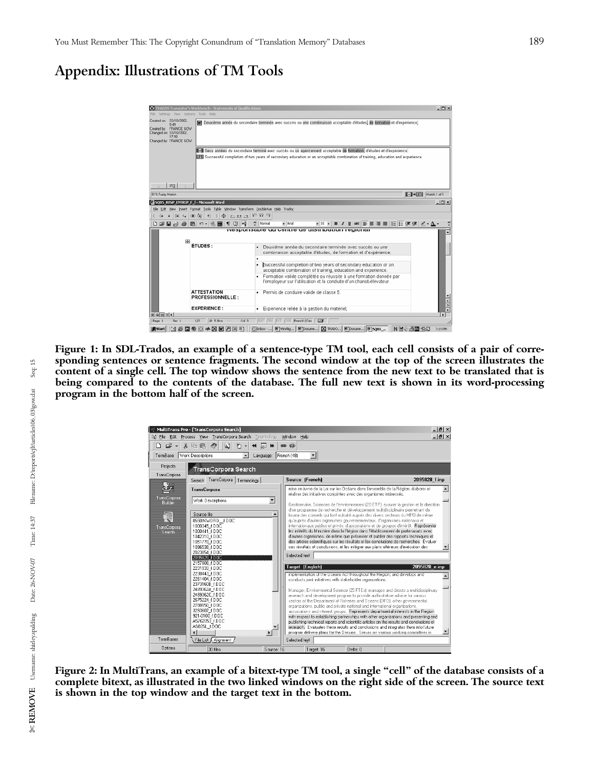## Appendix: Illustrations of TM Tools

**Figure 1: In SDL-Trados, an example of a sentence-type TM tool, each cell consists of a pair of corresponding sentences or sentence fragments. The second window at the top of the screen illustrates the content of a single cell. The top window shows the sentence from the new text to be translated that is being compared to the contents of the database. The full new text is shown in its word-processing program in the bottom half of the screen.**

**Figure 2: In MultiTrans, an example of a bitext-type TM tool, a single "cell" of the database consists of a complete bitext, as illustrated in the two linked windows on the right side of the screen. The source text is shown in the top window and the target text in the bottom.**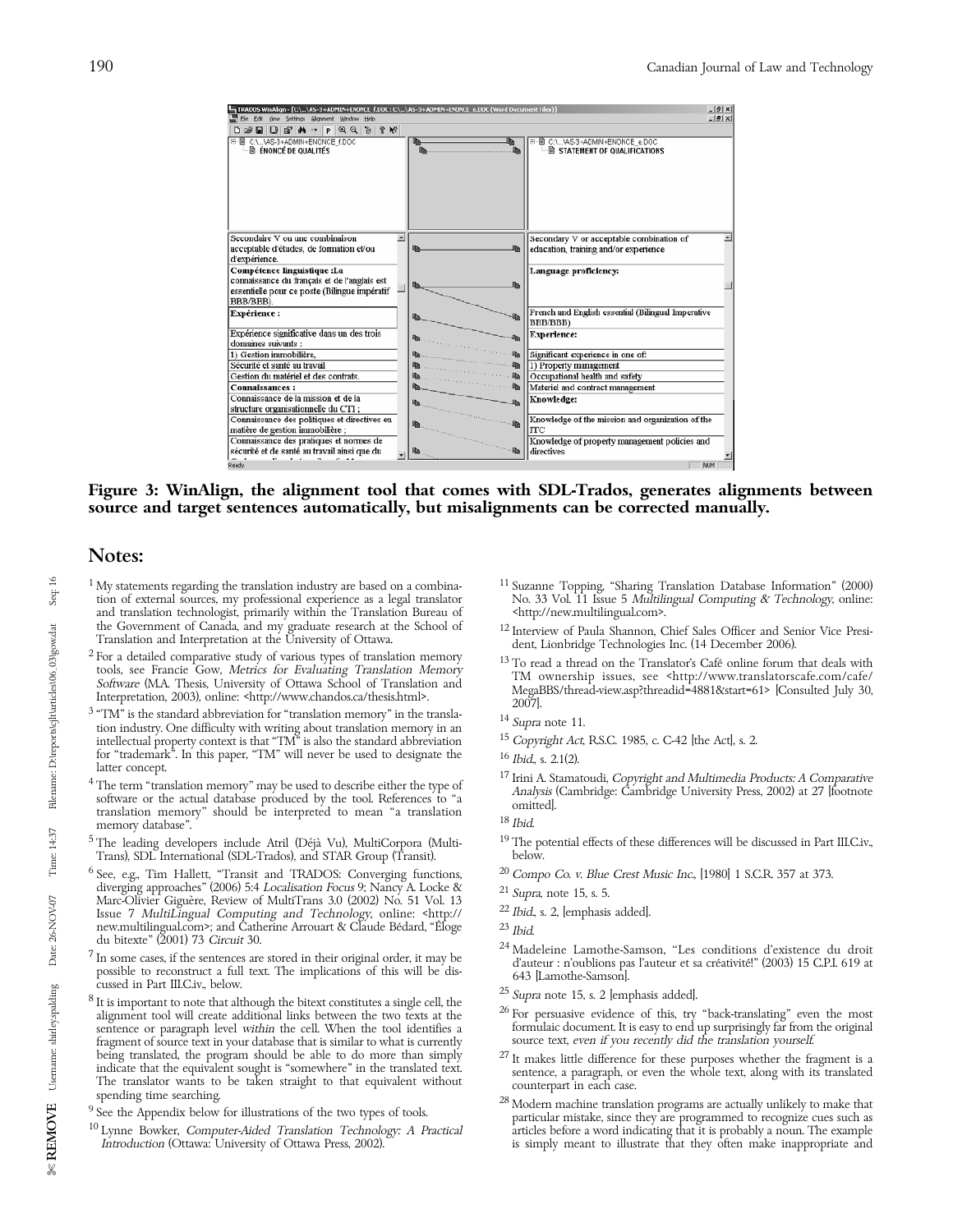**Figure 3: WinAlign, the alignment tool that comes with SDL-Trados, generates alignments between source and target sentences automatically, but misalignments can be corrected manually.**

## Notes:

[1] My statements regarding the translation industry are based on a combination of external sources, my professional experience as a legal translator and translation technologist, primarily within the Translation Bureau of the Government of Canada, and my graduate research at the School of Translation and Interpretation at the University of Ottawa.

[2] For a detailed comparative study of various types of translation memory tools, see Francie Gow, *Metrics for Evaluating Translation Memory Software* (M.A. Thesis, University of Ottawa School of Translation and Interpretation, 2003), online: <http://www.chandos.ca/thesis.html>.

[3] "TM" is the standard abbreviation for "translation memory" in the translation industry. One difficulty with writing about translation memory in an intellectual property context is that "TM" is also the standard abbreviation for "trademark". In this paper, "TM" will never be used to designate the latter concept.

[4] The term "translation memory" may be used to describe either the type of software or the actual database produced by the tool. References to "a translation memory" should be interpreted to mean "a translation memory database".

[5] The leading developers include Atril (Déjà Vu), MultiCorpora (MultiTrans), SDL International (SDL-Trados), and STAR Group (Transit).

[6] See, e.g., Tim Hallett, "Transit and TRADOS: Converging functions, diverging approaches" (2006) 5:4 *Localisation Focus* 9; Nancy A. Locke & Marc-Olivier Giguère, Review of MultiTrans 3.0 (2002) No. 51 Vol. 13 Issue 7 *MultiLingual Computing and Technology*, online: <http://new.multilingual.com>; and Catherine Arrouart & Claude Bédard, "Éloge du bitexte" (2001) 73 *Circuit* 30.

[7] In some cases, if the sentences are stored in their original order, it may be possible to reconstruct a full text. The implications of this will be discussed in Part III.C.iv., below.

[8] It is important to note that although the bitext constitutes a single cell, the alignment tool will create additional links between the two texts at the sentence or paragraph level *within* the cell. When the tool identifies a fragment of source text in your database that is similar to what is currently being translated, the program should be able to do more than simply indicate that the equivalent sought is "somewhere" in the translated text. The translator wants to be taken straight to that equivalent without spending time searching.

[9] See the Appendix below for illustrations of the two types of tools.

[10] Lynne Bowker, *Computer-Aided Translation Technology: A Practical Introduction* (Ottawa: University of Ottawa Press, 2002).

[11] Suzanne Topping, "Sharing Translation Database Information" (2000) No. 33 Vol. 11 Issue 5 *Multilingual Computing & Technology*, online: <http://new.multilingual.com>.

[12] Interview of Paula Shannon, Chief Sales Officer and Senior Vice President, Lionbridge Technologies Inc. (14 December 2006).

[13] To read a thread on the Translator's Café online forum that deals with TM ownership issues, see <http://www.translatorscafe.com/cafe/MegaBBS/thread-view.asp?threadid=4881&start=61> [Consulted July 30, 2007].

[14] *Supra* note 11.

[15] *Copyright Act*, R.S.C. 1985, c. C-42 [the Act], s. 2.

[16] *Ibid.*, s. 2.1(2).

[17] Irini A. Stamatoudi, *Copyright and Multimedia Products: A Comparative Analysis* (Cambridge: Cambridge University Press, 2002) at 27 [footnote omitted].

[18] *Ibid.*

[19] The potential effects of these differences will be discussed in Part III.C.iv., below.

[20] *Compo Co. v. Blue Crest Music Inc.*, [1980] 1 S.C.R. 357 at 373.

[21] *Supra*, note 15, s. 5.

[22] *Ibid.*, s. 2, [emphasis added].

[23] *Ibid.*

[24] Madeleine Lamothe-Samson, "Les conditions d'existence du droit d'auteur : n'oublions pas l'auteur et sa créativité!" (2003) 15 C.P.I. 619 at 643 [Lamothe-Samson].

[25] *Supra* note 15, s. 2 [emphasis added].

[26] For persuasive evidence of this, try "back-translating" even the most formulaic document. It is easy to end up surprisingly far from the original source text, *even if you recently did the translation yourself.*

[27] It makes little difference for these purposes whether the fragment is a sentence, a paragraph, or even the whole text, along with its translated counterpart in each case.

[28] Modern machine translation programs are actually unlikely to make that particular mistake, since they are programmed to recognize cues such as articles before a word indicating that it is probably a noun. The example is simply meant to illustrate that they often make inappropriate and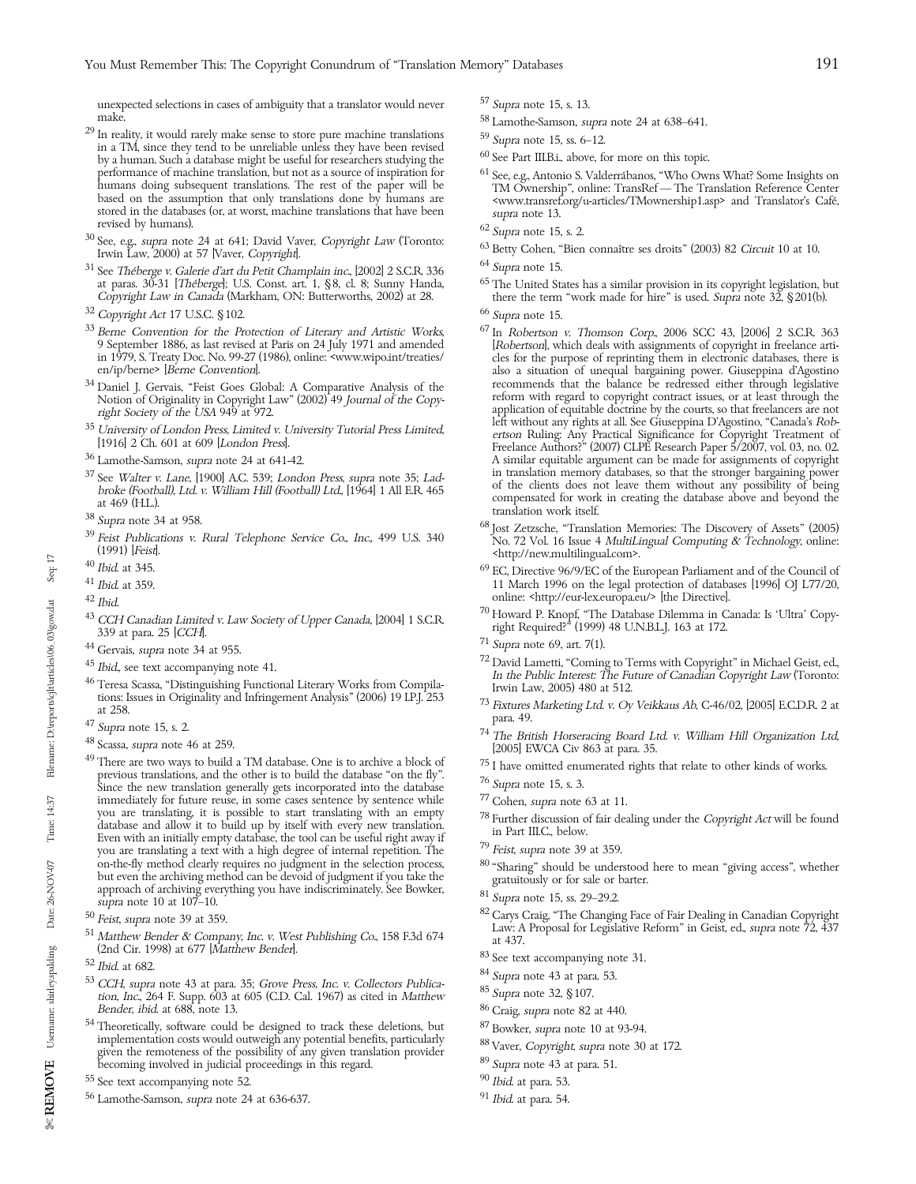unexpected selections in cases of ambiguity that a translator would never make.

[29] In reality, it would rarely make sense to store pure machine translations in a TM, since they tend to be unreliable unless they have been revised by a human. Such a database might be useful for researchers studying the performance of machine translation, but not as a source of inspiration for humans doing subsequent translations. The rest of the paper will be based on the assumption that only translations done by humans are stored in the databases (or, at worst, machine translations that have been revised by humans).

[30] See, e.g., *supra* note 24 at 641; David Vaver, *Copyright Law* (Toronto: Irwin Law, 2000) at 57 [Vaver, *Copyright*].

[31] See *Théberge v. Galerie d'art du Petit Champlain inc.*, [2002] 2 S.C.R. 336 at paras. 30-31 [*Théberge*]; U.S. Const. art. 1, §8, cl. 8; Sunny Handa, *Copyright Law in Canada* (Markham, ON: Butterworths, 2002) at 28.

[32] *Copyright Act* 17 U.S.C. §102.

[33] *Berne Convention for the Protection of Literary and Artistic Works*, 9 September 1886, as last revised at Paris on 24 July 1971 and amended in 1979, S. Treaty Doc. No. 99-27 (1986), online: <www.wipo.int/treaties/en/ip/berne> [*Berne Convention*].

[34] Daniel J. Gervais, "Feist Goes Global: A Comparative Analysis of the Notion of Originality in Copyright Law" (2002) 49 *Journal of the Copyright Society of the USA* 949 at 972.

[35] *University of London Press, Limited v. University Tutorial Press Limited*, [1916] 2 Ch. 601 at 609 [*London Press*].

[36] Lamothe-Samson, *supra* note 24 at 641-42.

[37] See *Walter v. Lane*, [1900] A.C. 539; *London Press*, *supra* note 35; *Ladbroke (Football), Ltd. v. William Hill (Football) Ltd.*, [1964] 1 All E.R. 465 at 469 (H.L.).

[38] *Supra* note 34 at 958.

[39] *Feist Publications v. Rural Telephone Service Co., Inc.*, 499 U.S. 340 (1991) [*Feist*].

[40] *Ibid.* at 345.

[41] *Ibid.* at 359.

[42] *Ibid.*

[43] *CCH Canadian Limited v. Law Society of Upper Canada*, [2004] 1 S.C.R. 339 at para. 25 [*CCH*].

[44] Gervais, *supra* note 34 at 955.

[45] *Ibid.*, see text accompanying note 41.

[46] Teresa Scassa, "Distinguishing Functional Literary Works from Compilations: Issues in Originality and Infringement Analysis" (2006) 19 I.P.J. 253 at 258.

[47] *Supra* note 15, s. 2.

[48] Scassa, *supra* note 46 at 259.

[49] There are two ways to build a TM database. One is to archive a block of previous translations, and the other is to build the database "on the fly". Since the new translation generally gets incorporated into the database immediately for future reuse, in some cases sentence by sentence while you are translating, it is possible to start translating with an empty database and allow it to build up by itself with every new translation. Even with an initially empty database, the tool can be useful right away if you are translating a text with a high degree of internal repetition. The on-the-fly method clearly requires no judgment in the selection process, but even the archiving method can be devoid of judgment if you take the approach of archiving everything you have indiscriminately. See Bowker, *supra* note 10 at 107–10.

[50] *Feist*, *supra* note 39 at 359.

[51] *Matthew Bender & Company, Inc. v. West Publishing Co.*, 158 F.3d 674 (2nd Cir. 1998) at 677 [*Matthew Bender*].

[52] *Ibid.* at 682.

[53] *CCH*, *supra* note 43 at para. 35; *Grove Press, Inc. v. Collectors Publication, Inc.*, 264 F. Supp. 603 at 605 (C.D. Cal. 1967) as cited in *Matthew Bender*, *ibid.* at 688, note 13.

[54] Theoretically, software could be designed to track these deletions, but implementation costs would outweigh any potential benefits, particularly given the remoteness of the possibility of any given translation provider becoming involved in judicial proceedings in this regard.

[55] See text accompanying note 52.

[56] Lamothe-Samson, *supra* note 24 at 636-637.

[57] *Supra* note 15, s. 13.

[58] Lamothe-Samson, *supra* note 24 at 638–641.

[59] *Supra* note 15, ss. 6–12.

[60] See Part III.B.i., above, for more on this topic.

[61] See, e.g., Antonio S. Valderrábanos, "Who Owns What? Some Insights on TM Ownership", online: TransRef — The Translation Reference Center <www.transref.org/u-articles/TMownership1.asp> and Translator's Café, *supra* note 13.

[62] *Supra* note 15, s. 2.

[63] Betty Cohen, "Bien connaître ses droits" (2003) 82 *Circuit* 10 at 10.

[64] *Supra* note 15.

[65] The United States has a similar provision in its copyright legislation, but there the term "work made for hire" is used. *Supra* note 32, §201(b).

[66] *Supra* note 15.

[67] In *Robertson v. Thomson Corp.*, 2006 SCC 43, [2006] 2 S.C.R. 363 [*Robertson*], which deals with assignments of copyright in freelance articles for the purpose of reprinting them in electronic databases, there is also a situation of unequal bargaining power. Giuseppina d'Agostino recommends that the balance be redressed either through legislative reform with regard to copyright contract issues, or at least through the application of equitable doctrine by the courts, so that freelancers are not left without any rights at all. See Giuseppina D'Agostino, "Canada's *Robertson* Ruling: Any Practical Significance for Copyright Treatment of Freelance Authors?" (2007) CLPE Research Paper 5/2007, vol. 03, no. 02. A similar equitable argument can be made for assignments of copyright in translation memory databases, so that the stronger bargaining power of the clients does not leave them without any possibility of being compensated for work in creating the database above and beyond the translation work itself.

[68] Jost Zetzsche, "Translation Memories: The Discovery of Assets" (2005) No. 72 Vol. 16 Issue 4 *MultiLingual Computing & Technology*, online: <http://new.multilingual.com>.

[69] EC, Directive 96/9/EC of the European Parliament and of the Council of 11 March 1996 on the legal protection of databases [1996] OJ L77/20, online: <http://eur-lex.europa.eu/> [the Directive].

[70] Howard P. Knopf, "The Database Dilemma in Canada: Is 'Ultra' Copyright Required?" (1999) 48 U.N.B.L.J. 163 at 172.

[71] *Supra* note 69, art. 7(1).

[72] David Lametti, "Coming to Terms with Copyright" in Michael Geist, ed., *In the Public Interest: The Future of Canadian Copyright Law* (Toronto: Irwin Law, 2005) 480 at 512.

[73] *Fixtures Marketing Ltd. v. Oy Veikkaus Ab*, C-46/02, [2005] E.C.D.R. 2 at para. 49.

[74] *The British Horseracing Board Ltd. v. William Hill Organization Ltd*, [2005] EWCA Civ 863 at para. 35.

[75] I have omitted enumerated rights that relate to other kinds of works.

[76] *Supra* note 15, s. 3.

[77] Cohen, *supra* note 63 at 11.

[78] Further discussion of fair dealing under the *Copyright Act* will be found in Part III.C., below.

[79] *Feist*, *supra* note 39 at 359.

[80] "Sharing" should be understood here to mean "giving access", whether gratuitously or for sale or barter.

[81] *Supra* note 15, ss. 29–29.2.

[82] Carys Craig, "The Changing Face of Fair Dealing in Canadian Copyright Law: A Proposal for Legislative Reform" in Geist, ed., *supra* note 72, 437 at 437.

[83] See text accompanying note 31.

[84] *Supra* note 43 at para. 53.

[85] *Supra* note 32, §107.

[86] Craig, *supra* note 82 at 440.

[87] Bowker, *supra* note 10 at 93-94.

[88] Vaver, *Copyright*, *supra* note 30 at 172.

[89] *Supra* note 43 at para. 51.

[90] *Ibid.* at para. 53.

[91] *Ibid.* at para. 54.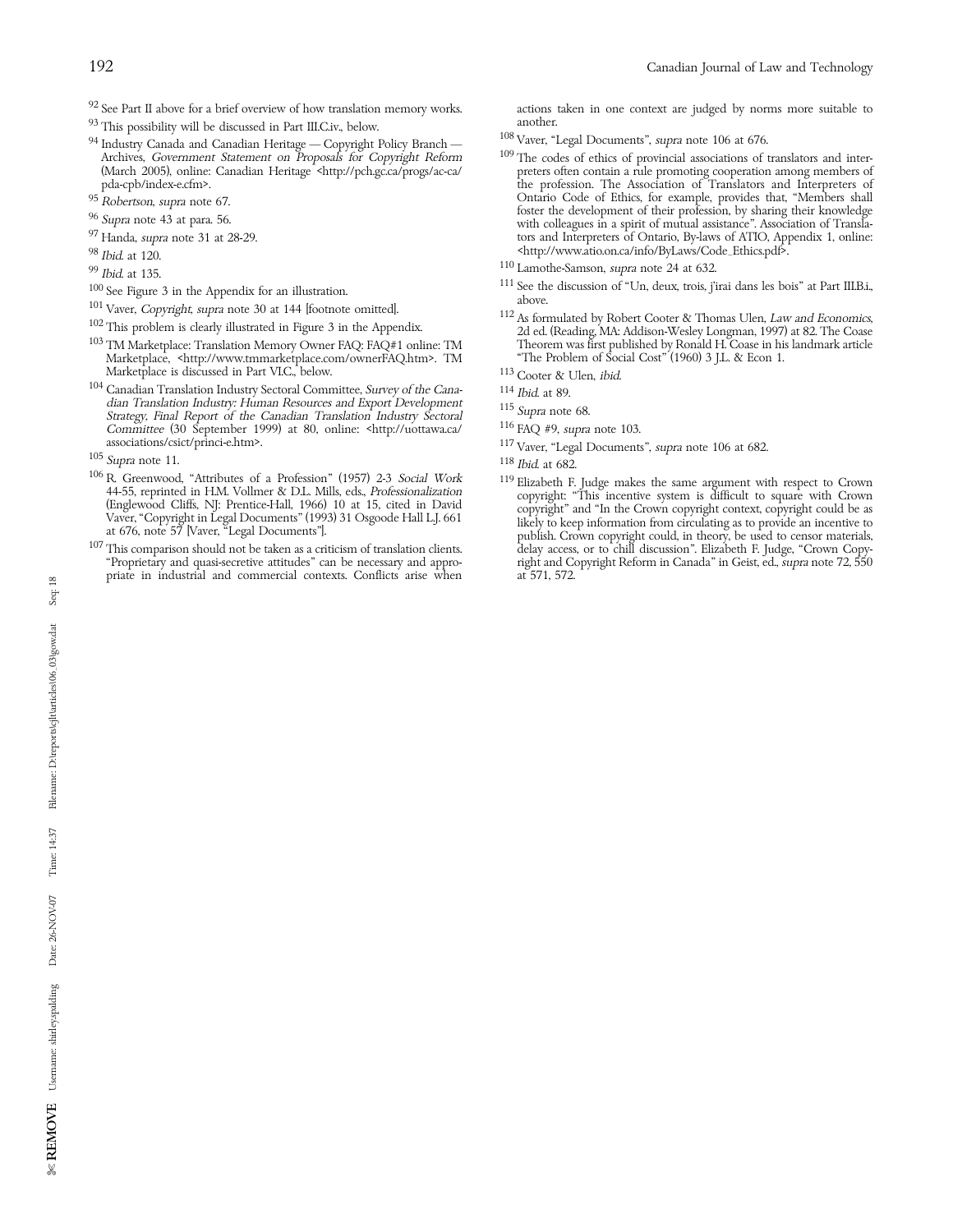[92] See Part II above for a brief overview of how translation memory works.

[93] This possibility will be discussed in Part III.C.iv., below.

[94] Industry Canada and Canadian Heritage — Copyright Policy Branch — Archives, *Government Statement on Proposals for Copyright Reform* (March 2005), online: Canadian Heritage <http://pch.gc.ca/progs/ac-ca/pda-cpb/index-e.cfm>.

[95] *Robertson*, *supra* note 67.

[96] *Supra* note 43 at para. 56.

[97] Handa, *supra* note 31 at 28-29.

[98] *Ibid.* at 120.

[99] *Ibid.* at 135.

[100] See Figure 3 in the Appendix for an illustration.

[101] Vaver, *Copyright*, *supra* note 30 at 144 [footnote omitted].

[102] This problem is clearly illustrated in Figure 3 in the Appendix.

[103] TM Marketplace: Translation Memory Owner FAQ: FAQ#1 online: TM Marketplace, <http://www.tmmarketplace.com/ownerFAQ.htm>. TM Marketplace is discussed in Part VI.C., below.

[104] Canadian Translation Industry Sectoral Committee, *Survey of the Canadian Translation Industry: Human Resources and Export Development Strategy, Final Report of the Canadian Translation Industry Sectoral Committee* (30 September 1999) at 80, online: <http://uottawa.ca/associations/csict/princi-e.htm>.

[105] *Supra* note 11.

[106] R. Greenwood, "Attributes of a Profession" (1957) 2-3 *Social Work* 44-55, reprinted in H.M. Vollmer & D.L. Mills, eds., *Professionalization* (Englewood Cliffs, NJ: Prentice-Hall, 1966) 10 at 15, cited in David Vaver, "Copyright in Legal Documents" (1993) 31 Osgoode Hall L.J. 661 at 676, note 57 [Vaver, "Legal Documents"].

[107] This comparison should not be taken as a criticism of translation clients. "Proprietary and quasi-secretive attitudes" can be necessary and appropriate in industrial and commercial contexts. Conflicts arise when actions taken in one context are judged by norms more suitable to another.

[108] Vaver, "Legal Documents", *supra* note 106 at 676.

[109] The codes of ethics of provincial associations of translators and interpreters often contain a rule promoting cooperation among members of the profession. The Association of Translators and Interpreters of Ontario Code of Ethics, for example, provides that, "Members shall foster the development of their profession, by sharing their knowledge with colleagues in a spirit of mutual assistance". Association of Translators and Interpreters of Ontario, By-laws of ATIO, Appendix 1, online: <http://www.atio.on.ca/info/ByLaws/Code_Ethics.pdf>.

[110] Lamothe-Samson, *supra* note 24 at 632.

[111] See the discussion of "Un, deux, trois, j'irai dans les bois" at Part III.B.i., above.

[112] As formulated by Robert Cooter & Thomas Ulen, *Law and Economics*, 2d ed. (Reading, MA: Addison-Wesley Longman, 1997) at 82. The Coase Theorem was first published by Ronald H. Coase in his landmark article "The Problem of Social Cost" (1960) 3 J.L. & Econ 1.

[113] Cooter & Ulen, *ibid.*

[114] *Ibid.* at 89.

[115] *Supra* note 68.

[116] FAQ #9, *supra* note 103.

[117] Vaver, "Legal Documents", *supra* note 106 at 682.

[118] *Ibid.* at 682.

[119] Elizabeth F. Judge makes the same argument with respect to Crown copyright: "This incentive system is difficult to square with Crown copyright" and "In the Crown copyright context, copyright could be as likely to keep information from circulating as to provide an incentive to publish. Crown copyright could, in theory, be used to censor materials, delay access, or to chill discussion". Elizabeth F. Judge, "Crown Copyright and Copyright Reform in Canada" in Geist, ed., *supra* note 72, 550 at 571, 572.